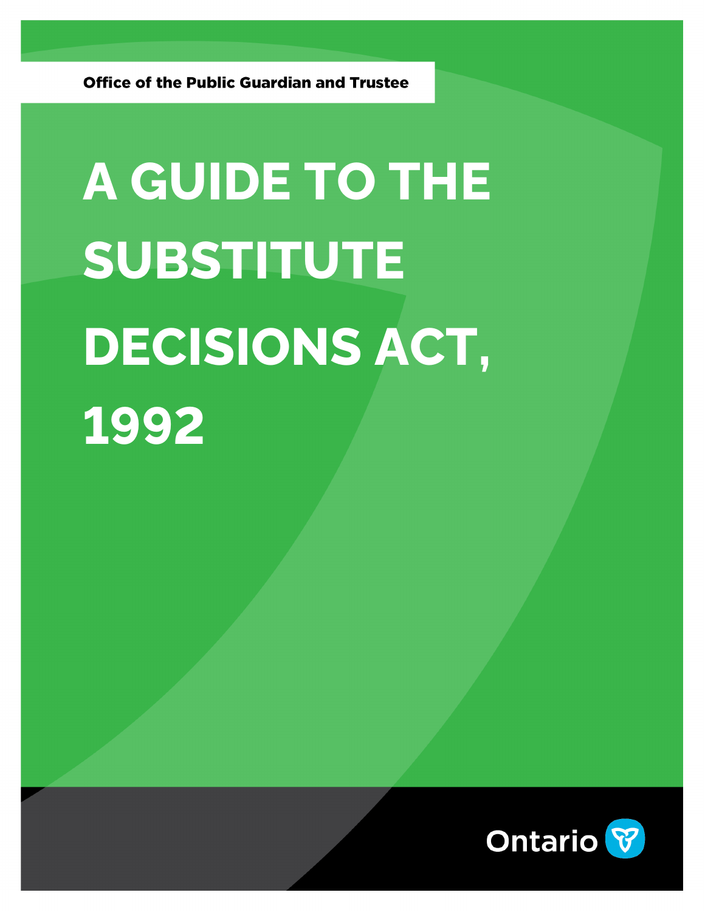Office of the Public Guardian and Trustee

# A GUIDE TO THE SUBSTITUTE DECISIONS ACT, 1992

Ontario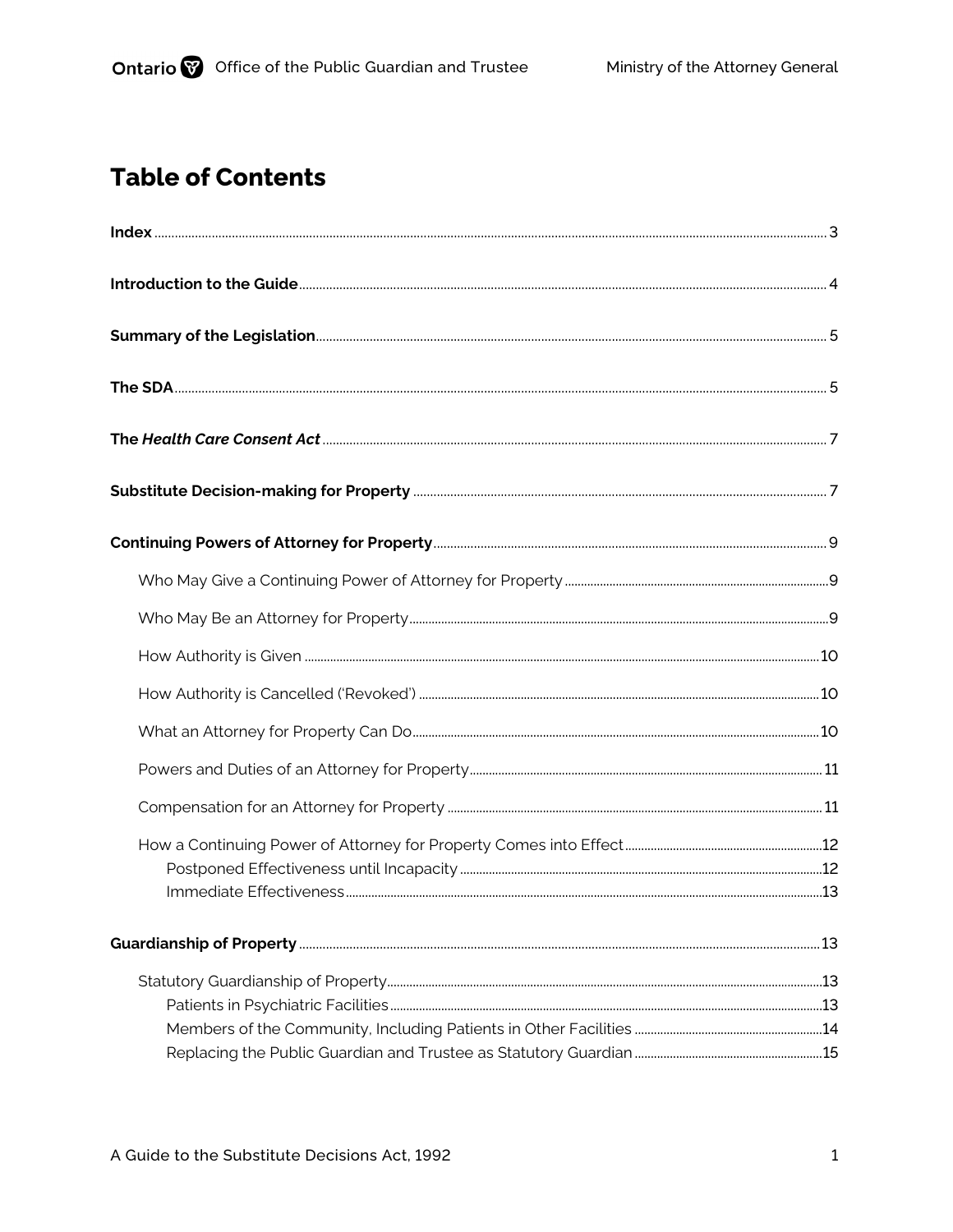# Table of Contents

**Index** .......... 3

**Introduction to the Guide** .......... 4

**Summary of the Legislation** .......... 5

**The SDA** .......... 5

**The *Health Care Consent Act*** .......... 7

**Substitute Decision-making for Property** .......... 7

**Continuing Powers of Attorney for Property** .......... 9

- Who May Give a Continuing Power of Attorney for Property .......... 9
- Who May Be an Attorney for Property .......... 9
- How Authority is Given .......... 10
- How Authority is Cancelled ('Revoked') .......... 10
- What an Attorney for Property Can Do .......... 10
- Powers and Duties of an Attorney for Property .......... 11
- Compensation for an Attorney for Property .......... 11
- How a Continuing Power of Attorney for Property Comes into Effect .......... 12
  - Postponed Effectiveness until Incapacity .......... 12
  - Immediate Effectiveness .......... 13

**Guardianship of Property** .......... 13

- Statutory Guardianship of Property .......... 13
  - Patients in Psychiatric Facilities .......... 13
  - Members of the Community, Including Patients in Other Facilities .......... 14
  - Replacing the Public Guardian and Trustee as Statutory Guardian .......... 15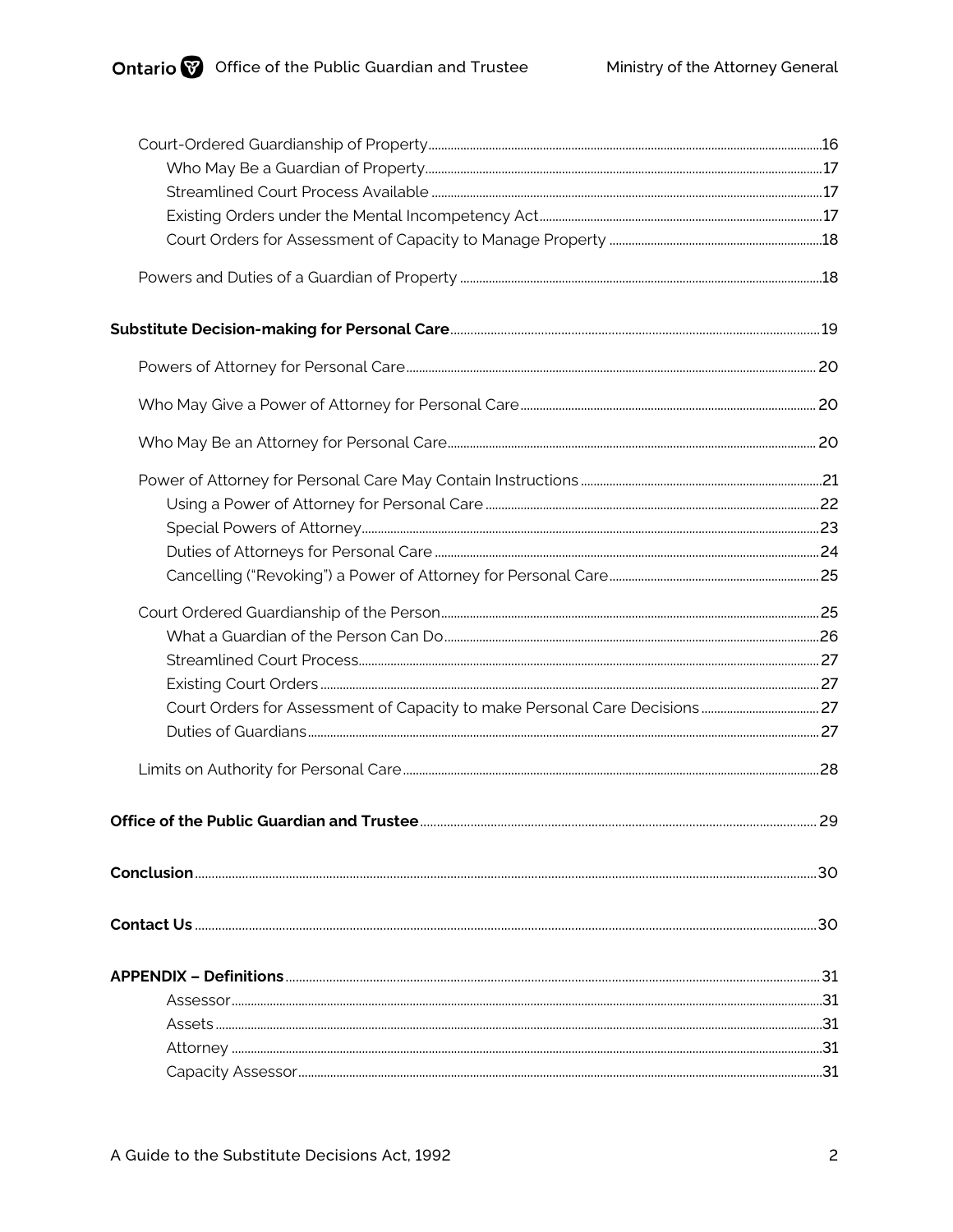- Court-Ordered Guardianship of Property ........ 16
  - Who May Be a Guardian of Property ........ 17
  - Streamlined Court Process Available ........ 17
  - Existing Orders under the Mental Incompetency Act ........ 17
  - Court Orders for Assessment of Capacity to Manage Property ........ 18
- Powers and Duties of a Guardian of Property ........ 18

**Substitute Decision-making for Personal Care** ........ 19

- Powers of Attorney for Personal Care ........ 20
- Who May Give a Power of Attorney for Personal Care ........ 20
- Who May Be an Attorney for Personal Care ........ 20
- Power of Attorney for Personal Care May Contain Instructions ........ 21
  - Using a Power of Attorney for Personal Care ........ 22
  - Special Powers of Attorney ........ 23
  - Duties of Attorneys for Personal Care ........ 24
  - Cancelling ("Revoking") a Power of Attorney for Personal Care ........ 25
- Court Ordered Guardianship of the Person ........ 25
  - What a Guardian of the Person Can Do ........ 26
  - Streamlined Court Process ........ 27
  - Existing Court Orders ........ 27
  - Court Orders for Assessment of Capacity to make Personal Care Decisions ........ 27
  - Duties of Guardians ........ 27
- Limits on Authority for Personal Care ........ 28

**Office of the Public Guardian and Trustee** ........ 29

**Conclusion** ........ 30

**Contact Us** ........ 30

**APPENDIX – Definitions** ........ 31

- Assessor ........ 31
- Assets ........ 31
- Attorney ........ 31
- Capacity Assessor ........ 31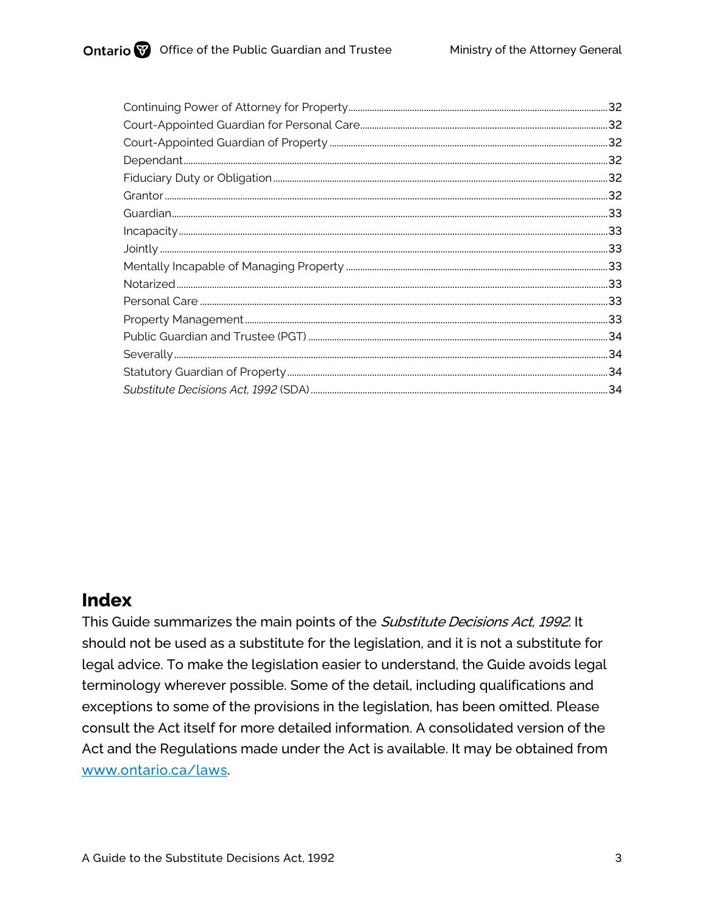Continuing Power of Attorney for Property ........ 32
Court-Appointed Guardian for Personal Care ........ 32
Court-Appointed Guardian of Property ........ 32
Dependant ........ 32
Fiduciary Duty or Obligation ........ 32
Grantor ........ 32
Guardian ........ 33
Incapacity ........ 33
Jointly ........ 33
Mentally Incapable of Managing Property ........ 33
Notarized ........ 33
Personal Care ........ 33
Property Management ........ 33
Public Guardian and Trustee (PGT) ........ 34
Severally ........ 34
Statutory Guardian of Property ........ 34
*Substitute Decisions Act, 1992* (SDA) ........ 34

## Index

This Guide summarizes the main points of the *Substitute Decisions Act, 1992*. It should not be used as a substitute for the legislation, and it is not a substitute for legal advice. To make the legislation easier to understand, the Guide avoids legal terminology wherever possible. Some of the detail, including qualifications and exceptions to some of the provisions in the legislation, has been omitted. Please consult the Act itself for more detailed information. A consolidated version of the Act and the Regulations made under the Act is available. It may be obtained from [www.ontario.ca/laws](http://www.ontario.ca/laws).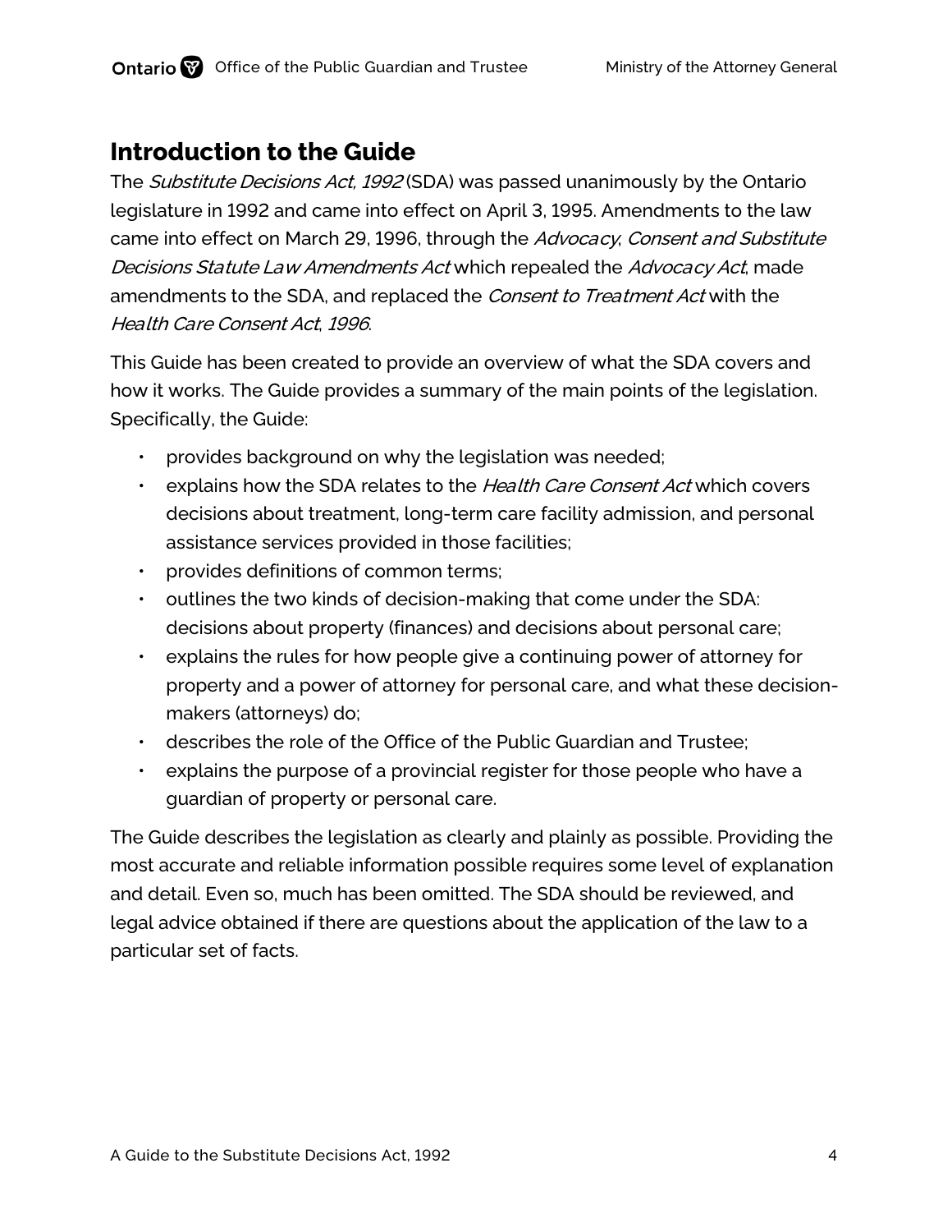## Introduction to the Guide

The *Substitute Decisions Act, 1992* (SDA) was passed unanimously by the Ontario legislature in 1992 and came into effect on April 3, 1995. Amendments to the law came into effect on March 29, 1996, through the *Advocacy, Consent and Substitute Decisions Statute Law Amendments Act* which repealed the *Advocacy Act*, made amendments to the SDA, and replaced the *Consent to Treatment Act* with the *Health Care Consent Act, 1996*.

This Guide has been created to provide an overview of what the SDA covers and how it works. The Guide provides a summary of the main points of the legislation. Specifically, the Guide:

- provides background on why the legislation was needed;
- explains how the SDA relates to the *Health Care Consent Act* which covers decisions about treatment, long-term care facility admission, and personal assistance services provided in those facilities;
- provides definitions of common terms;
- outlines the two kinds of decision-making that come under the SDA: decisions about property (finances) and decisions about personal care;
- explains the rules for how people give a continuing power of attorney for property and a power of attorney for personal care, and what these decision-makers (attorneys) do;
- describes the role of the Office of the Public Guardian and Trustee;
- explains the purpose of a provincial register for those people who have a guardian of property or personal care.

The Guide describes the legislation as clearly and plainly as possible. Providing the most accurate and reliable information possible requires some level of explanation and detail. Even so, much has been omitted. The SDA should be reviewed, and legal advice obtained if there are questions about the application of the law to a particular set of facts.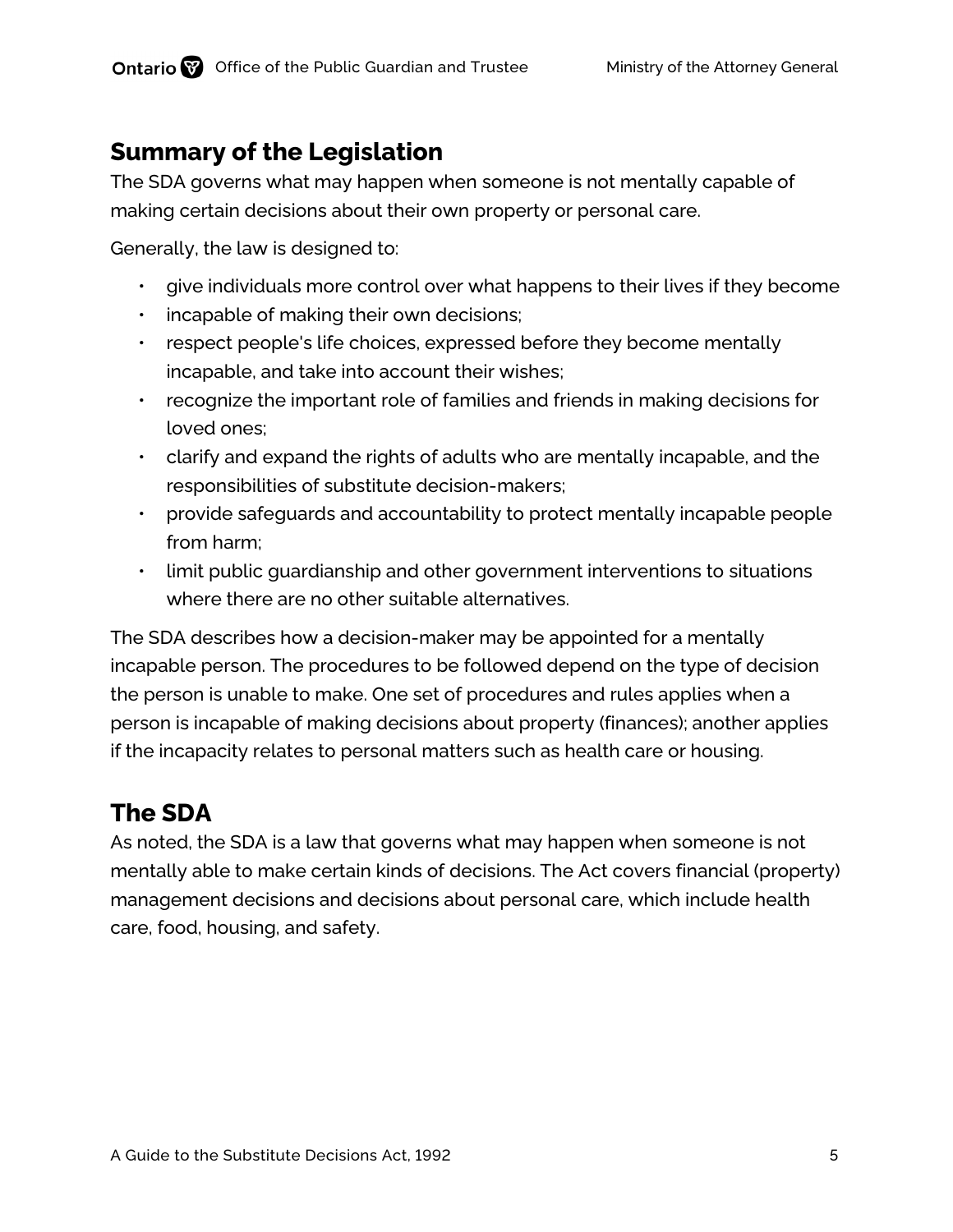## Summary of the Legislation

The SDA governs what may happen when someone is not mentally capable of making certain decisions about their own property or personal care.

Generally, the law is designed to:

- give individuals more control over what happens to their lives if they become
- incapable of making their own decisions;
- respect people's life choices, expressed before they become mentally incapable, and take into account their wishes;
- recognize the important role of families and friends in making decisions for loved ones;
- clarify and expand the rights of adults who are mentally incapable, and the responsibilities of substitute decision-makers;
- provide safeguards and accountability to protect mentally incapable people from harm;
- limit public guardianship and other government interventions to situations where there are no other suitable alternatives.

The SDA describes how a decision-maker may be appointed for a mentally incapable person. The procedures to be followed depend on the type of decision the person is unable to make. One set of procedures and rules applies when a person is incapable of making decisions about property (finances); another applies if the incapacity relates to personal matters such as health care or housing.

## The SDA

As noted, the SDA is a law that governs what may happen when someone is not mentally able to make certain kinds of decisions. The Act covers financial (property) management decisions and decisions about personal care, which include health care, food, housing, and safety.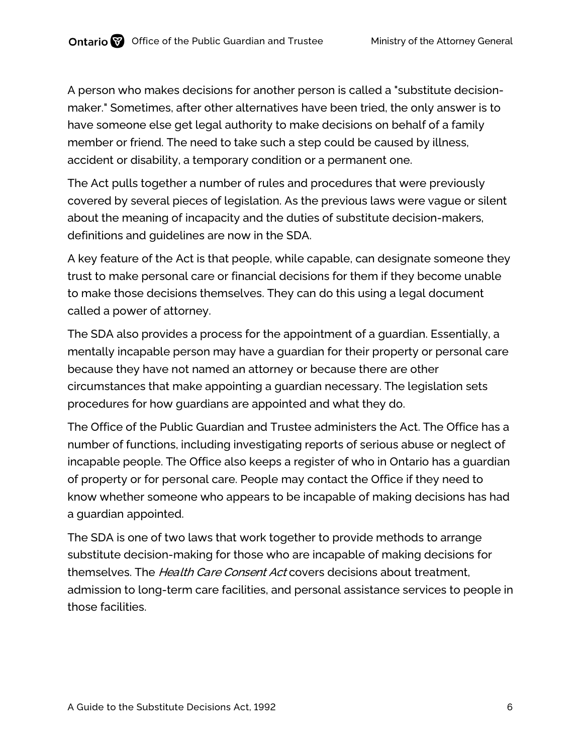A person who makes decisions for another person is called a "substitute decision-maker." Sometimes, after other alternatives have been tried, the only answer is to have someone else get legal authority to make decisions on behalf of a family member or friend. The need to take such a step could be caused by illness, accident or disability, a temporary condition or a permanent one.

The Act pulls together a number of rules and procedures that were previously covered by several pieces of legislation. As the previous laws were vague or silent about the meaning of incapacity and the duties of substitute decision-makers, definitions and guidelines are now in the SDA.

A key feature of the Act is that people, while capable, can designate someone they trust to make personal care or financial decisions for them if they become unable to make those decisions themselves. They can do this using a legal document called a power of attorney.

The SDA also provides a process for the appointment of a guardian. Essentially, a mentally incapable person may have a guardian for their property or personal care because they have not named an attorney or because there are other circumstances that make appointing a guardian necessary. The legislation sets procedures for how guardians are appointed and what they do.

The Office of the Public Guardian and Trustee administers the Act. The Office has a number of functions, including investigating reports of serious abuse or neglect of incapable people. The Office also keeps a register of who in Ontario has a guardian of property or for personal care. People may contact the Office if they need to know whether someone who appears to be incapable of making decisions has had a guardian appointed.

The SDA is one of two laws that work together to provide methods to arrange substitute decision-making for those who are incapable of making decisions for themselves. The *Health Care Consent Act* covers decisions about treatment, admission to long-term care facilities, and personal assistance services to people in those facilities.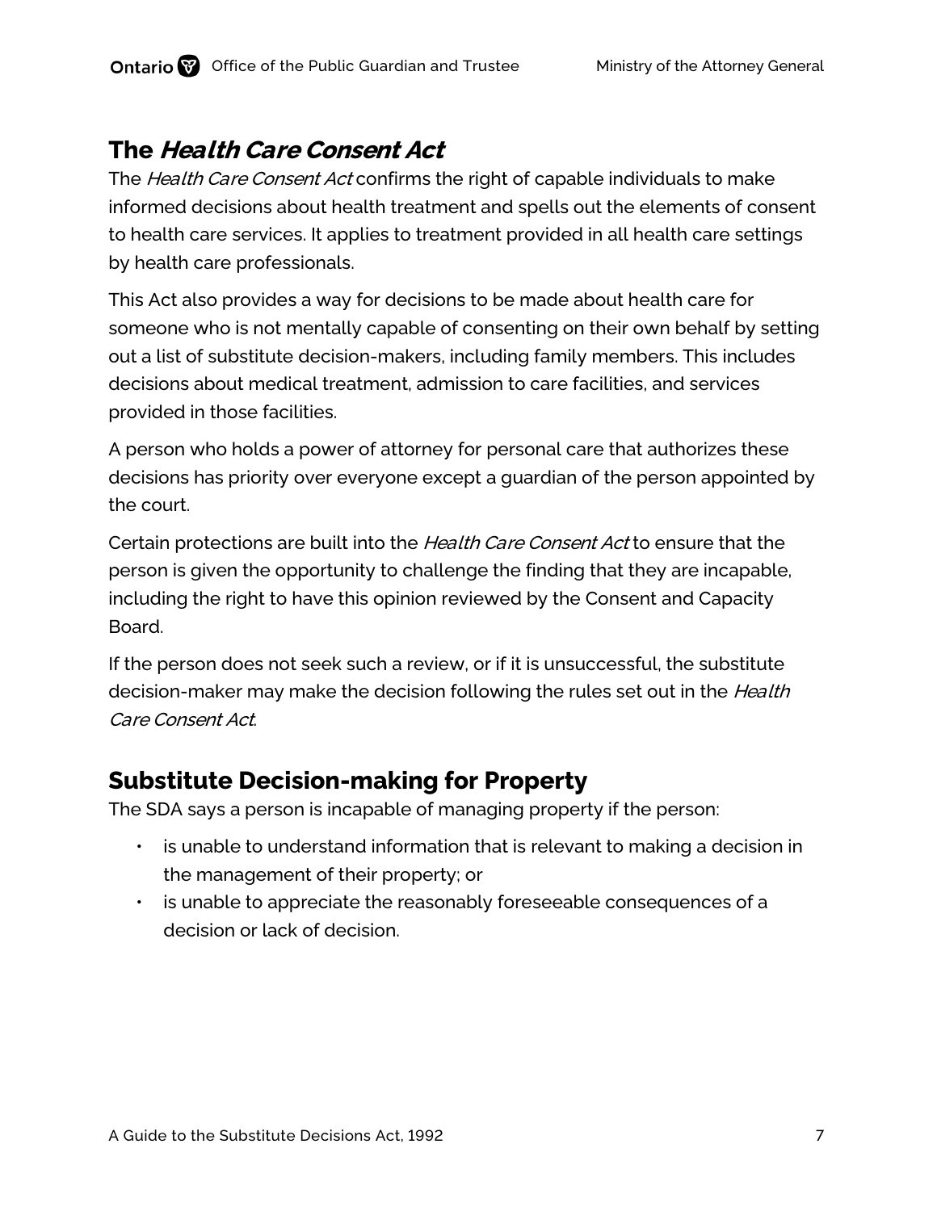## The *Health Care Consent Act*

The *Health Care Consent Act* confirms the right of capable individuals to make informed decisions about health treatment and spells out the elements of consent to health care services. It applies to treatment provided in all health care settings by health care professionals.

This Act also provides a way for decisions to be made about health care for someone who is not mentally capable of consenting on their own behalf by setting out a list of substitute decision-makers, including family members. This includes decisions about medical treatment, admission to care facilities, and services provided in those facilities.

A person who holds a power of attorney for personal care that authorizes these decisions has priority over everyone except a guardian of the person appointed by the court.

Certain protections are built into the *Health Care Consent Act* to ensure that the person is given the opportunity to challenge the finding that they are incapable, including the right to have this opinion reviewed by the Consent and Capacity Board.

If the person does not seek such a review, or if it is unsuccessful, the substitute decision-maker may make the decision following the rules set out in the *Health Care Consent Act*.

## Substitute Decision-making for Property

The SDA says a person is incapable of managing property if the person:

- is unable to understand information that is relevant to making a decision in the management of their property; or
- is unable to appreciate the reasonably foreseeable consequences of a decision or lack of decision.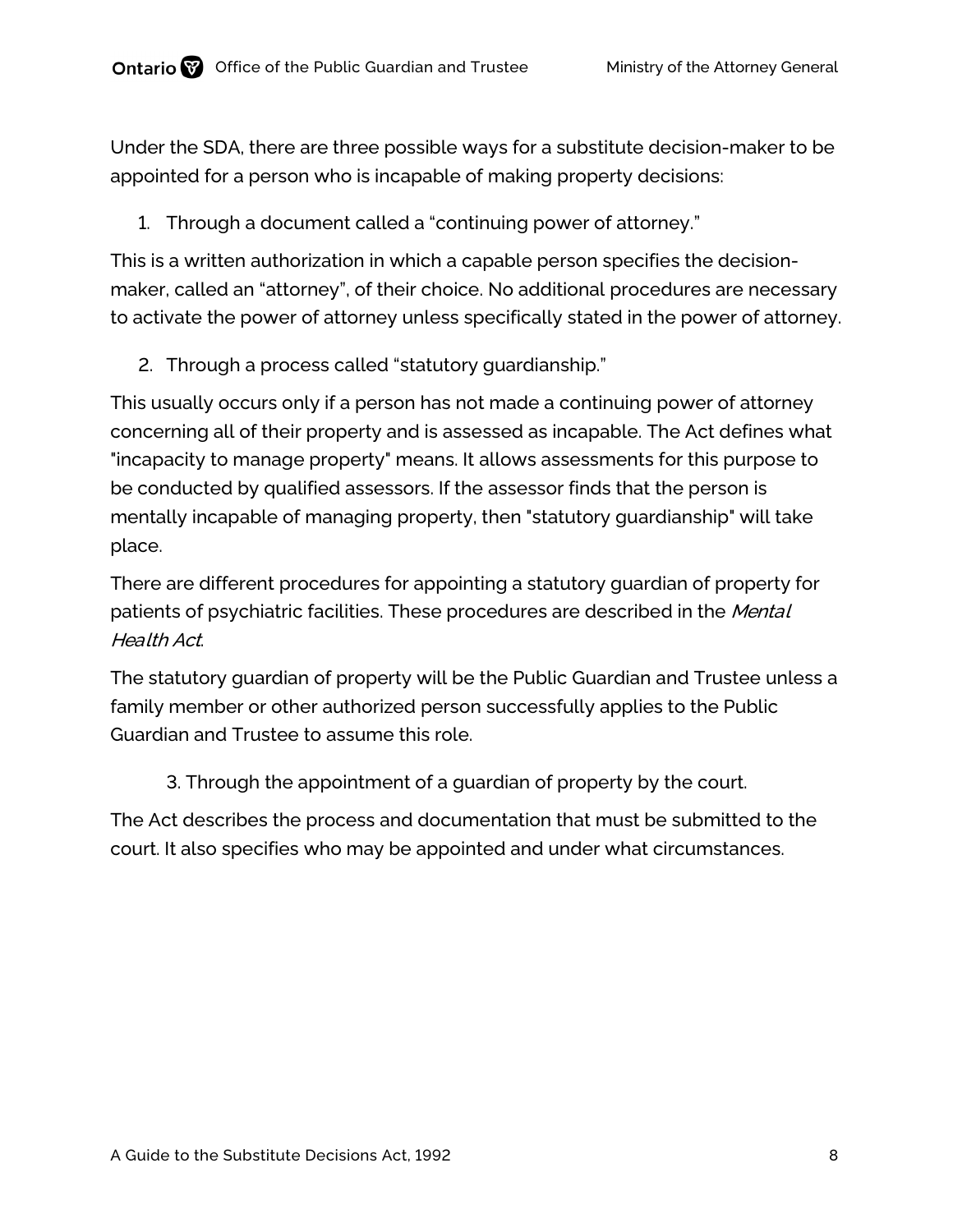Under the SDA, there are three possible ways for a substitute decision-maker to be appointed for a person who is incapable of making property decisions:

1. Through a document called a “continuing power of attorney.”

This is a written authorization in which a capable person specifies the decision-maker, called an “attorney”, of their choice. No additional procedures are necessary to activate the power of attorney unless specifically stated in the power of attorney.

2. Through a process called “statutory guardianship.”

This usually occurs only if a person has not made a continuing power of attorney concerning all of their property and is assessed as incapable. The Act defines what "incapacity to manage property" means. It allows assessments for this purpose to be conducted by qualified assessors. If the assessor finds that the person is mentally incapable of managing property, then "statutory guardianship" will take place.

There are different procedures for appointing a statutory guardian of property for patients of psychiatric facilities. These procedures are described in the *Mental Health Act*.

The statutory guardian of property will be the Public Guardian and Trustee unless a family member or other authorized person successfully applies to the Public Guardian and Trustee to assume this role.

3. Through the appointment of a guardian of property by the court.

The Act describes the process and documentation that must be submitted to the court. It also specifies who may be appointed and under what circumstances.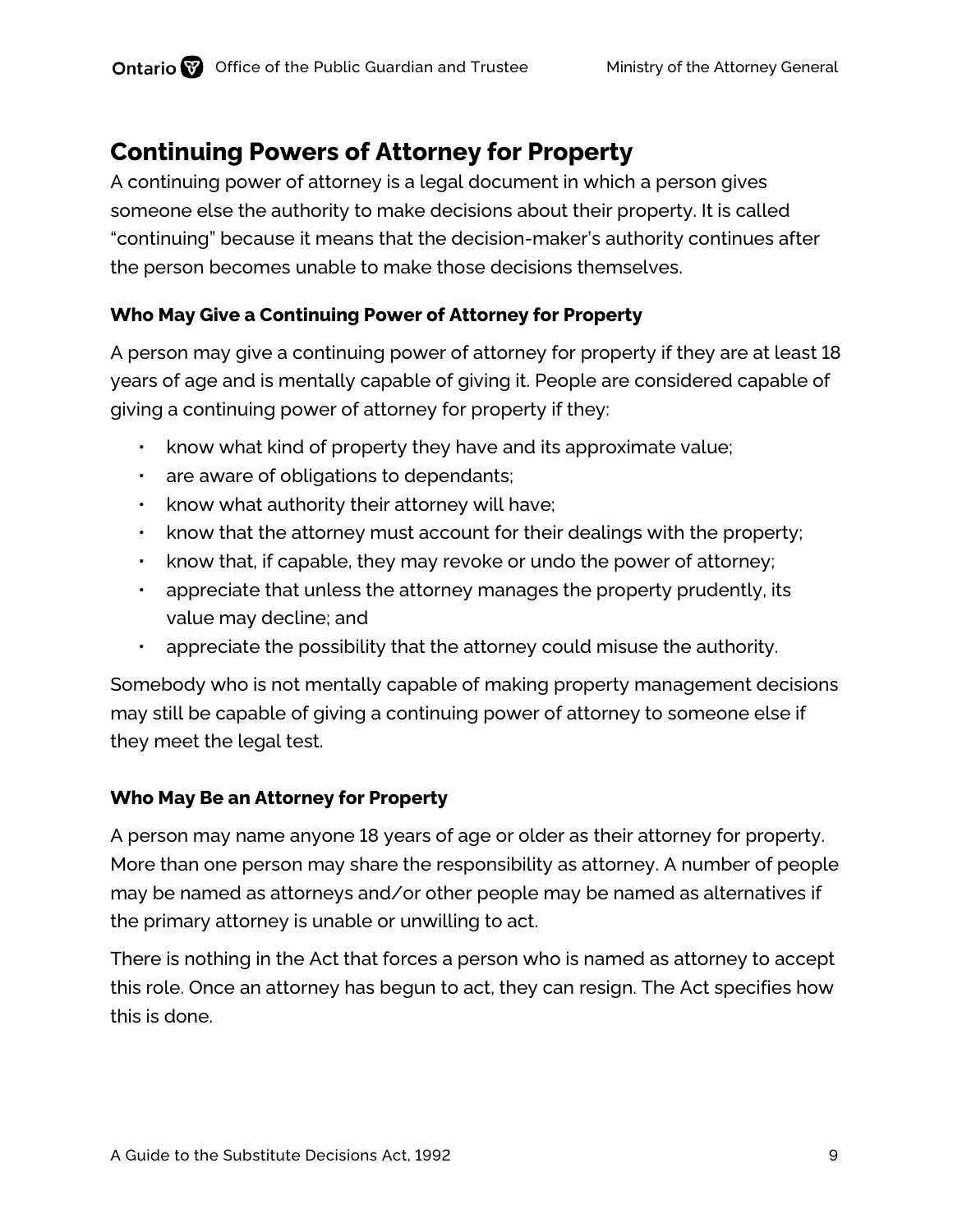## Continuing Powers of Attorney for Property

A continuing power of attorney is a legal document in which a person gives someone else the authority to make decisions about their property. It is called "continuing" because it means that the decision-maker's authority continues after the person becomes unable to make those decisions themselves.

### Who May Give a Continuing Power of Attorney for Property

A person may give a continuing power of attorney for property if they are at least 18 years of age and is mentally capable of giving it. People are considered capable of giving a continuing power of attorney for property if they:

- know what kind of property they have and its approximate value;
- are aware of obligations to dependants;
- know what authority their attorney will have;
- know that the attorney must account for their dealings with the property;
- know that, if capable, they may revoke or undo the power of attorney;
- appreciate that unless the attorney manages the property prudently, its value may decline; and
- appreciate the possibility that the attorney could misuse the authority.

Somebody who is not mentally capable of making property management decisions may still be capable of giving a continuing power of attorney to someone else if they meet the legal test.

### Who May Be an Attorney for Property

A person may name anyone 18 years of age or older as their attorney for property. More than one person may share the responsibility as attorney. A number of people may be named as attorneys and/or other people may be named as alternatives if the primary attorney is unable or unwilling to act.

There is nothing in the Act that forces a person who is named as attorney to accept this role. Once an attorney has begun to act, they can resign. The Act specifies how this is done.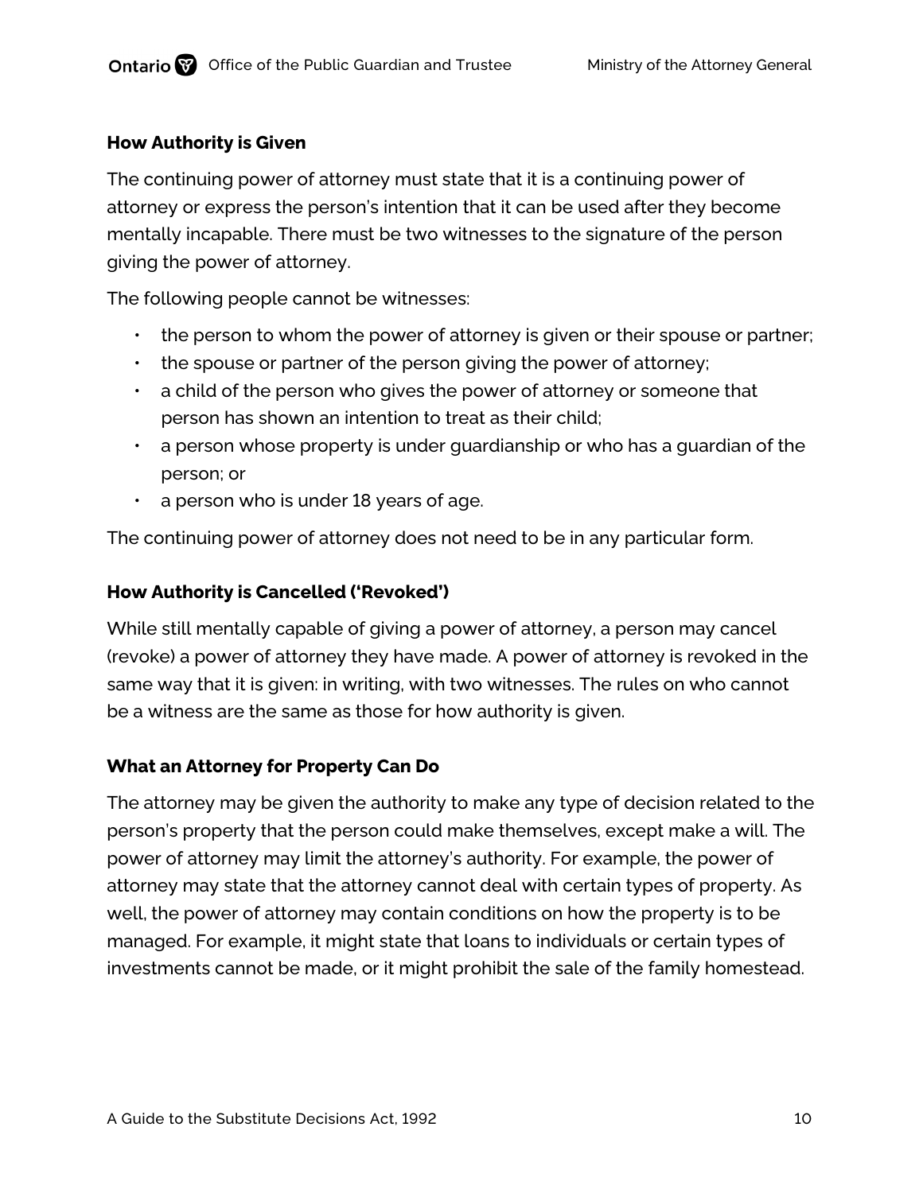### How Authority is Given

The continuing power of attorney must state that it is a continuing power of attorney or express the person's intention that it can be used after they become mentally incapable. There must be two witnesses to the signature of the person giving the power of attorney.

The following people cannot be witnesses:

- the person to whom the power of attorney is given or their spouse or partner;
- the spouse or partner of the person giving the power of attorney;
- a child of the person who gives the power of attorney or someone that person has shown an intention to treat as their child;
- a person whose property is under guardianship or who has a guardian of the person; or
- a person who is under 18 years of age.

The continuing power of attorney does not need to be in any particular form.

### How Authority is Cancelled ('Revoked')

While still mentally capable of giving a power of attorney, a person may cancel (revoke) a power of attorney they have made. A power of attorney is revoked in the same way that it is given: in writing, with two witnesses. The rules on who cannot be a witness are the same as those for how authority is given.

### What an Attorney for Property Can Do

The attorney may be given the authority to make any type of decision related to the person's property that the person could make themselves, except make a will. The power of attorney may limit the attorney's authority. For example, the power of attorney may state that the attorney cannot deal with certain types of property. As well, the power of attorney may contain conditions on how the property is to be managed. For example, it might state that loans to individuals or certain types of investments cannot be made, or it might prohibit the sale of the family homestead.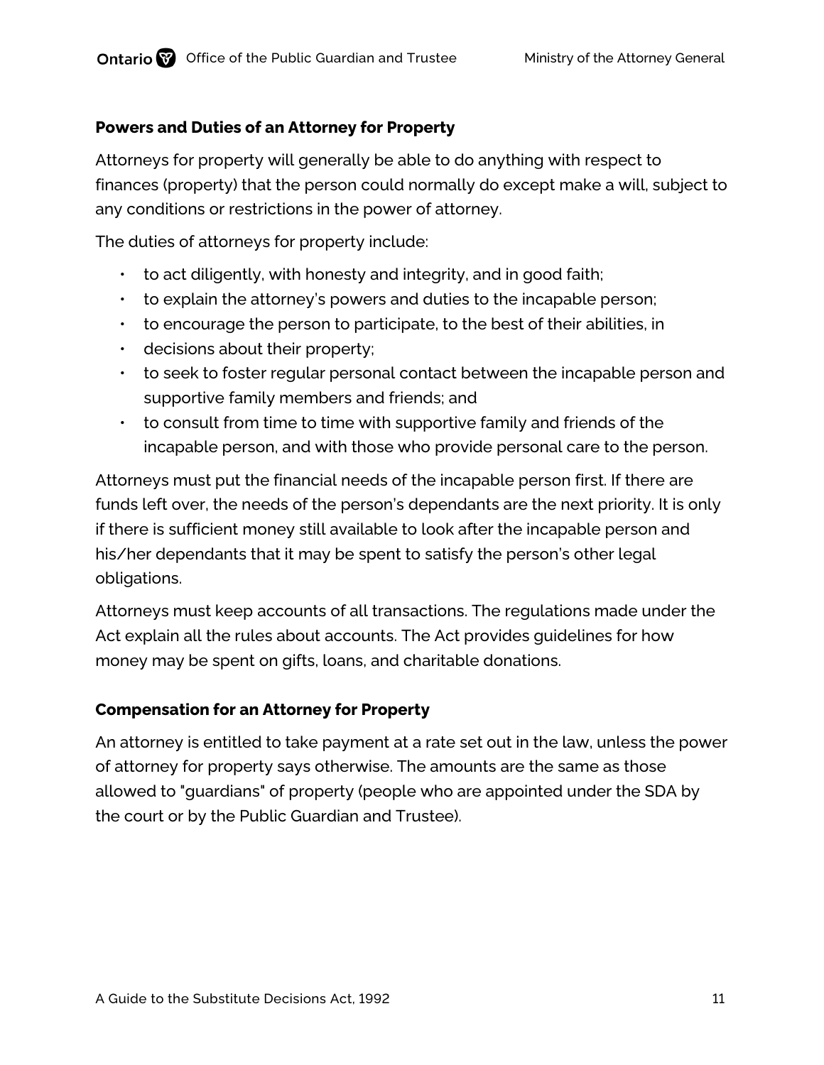### Powers and Duties of an Attorney for Property

Attorneys for property will generally be able to do anything with respect to finances (property) that the person could normally do except make a will, subject to any conditions or restrictions in the power of attorney.

The duties of attorneys for property include:

- to act diligently, with honesty and integrity, and in good faith;
- to explain the attorney's powers and duties to the incapable person;
- to encourage the person to participate, to the best of their abilities, in
- decisions about their property;
- to seek to foster regular personal contact between the incapable person and supportive family members and friends; and
- to consult from time to time with supportive family and friends of the incapable person, and with those who provide personal care to the person.

Attorneys must put the financial needs of the incapable person first. If there are funds left over, the needs of the person's dependants are the next priority. It is only if there is sufficient money still available to look after the incapable person and his/her dependants that it may be spent to satisfy the person's other legal obligations.

Attorneys must keep accounts of all transactions. The regulations made under the Act explain all the rules about accounts. The Act provides guidelines for how money may be spent on gifts, loans, and charitable donations.

### Compensation for an Attorney for Property

An attorney is entitled to take payment at a rate set out in the law, unless the power of attorney for property says otherwise. The amounts are the same as those allowed to "guardians" of property (people who are appointed under the SDA by the court or by the Public Guardian and Trustee).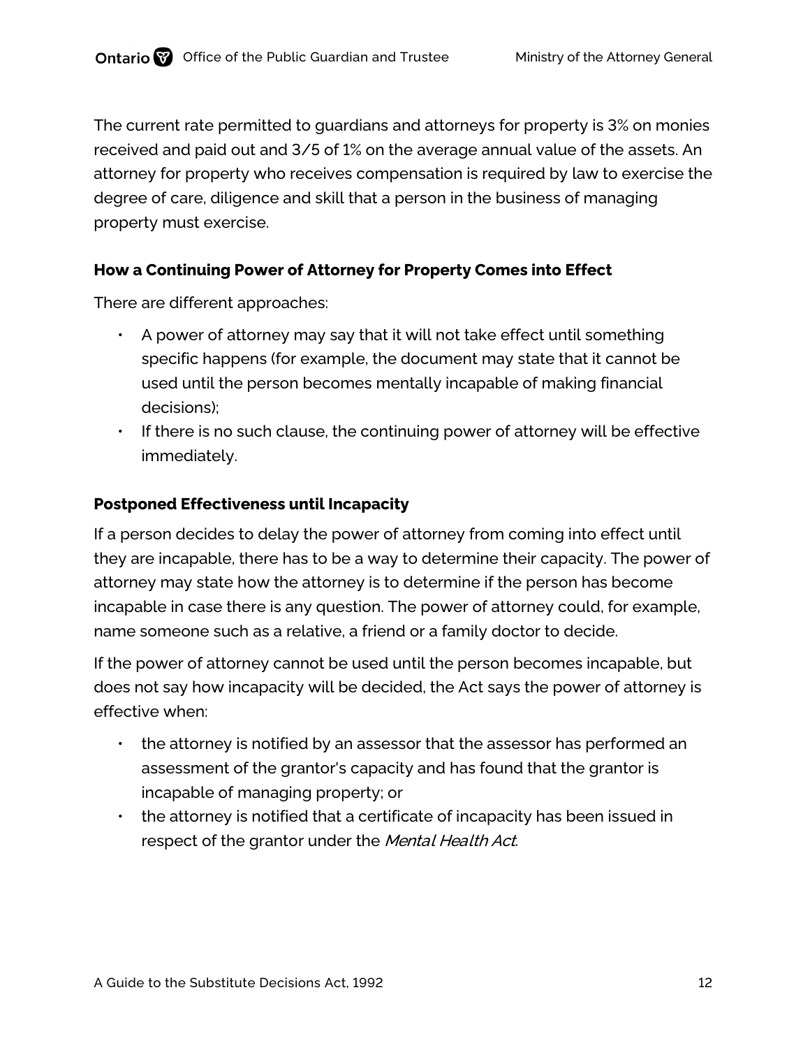The current rate permitted to guardians and attorneys for property is 3% on monies received and paid out and 3/5 of 1% on the average annual value of the assets. An attorney for property who receives compensation is required by law to exercise the degree of care, diligence and skill that a person in the business of managing property must exercise.

### How a Continuing Power of Attorney for Property Comes into Effect

There are different approaches:

- A power of attorney may say that it will not take effect until something specific happens (for example, the document may state that it cannot be used until the person becomes mentally incapable of making financial decisions);
- If there is no such clause, the continuing power of attorney will be effective immediately.

### Postponed Effectiveness until Incapacity

If a person decides to delay the power of attorney from coming into effect until they are incapable, there has to be a way to determine their capacity. The power of attorney may state how the attorney is to determine if the person has become incapable in case there is any question. The power of attorney could, for example, name someone such as a relative, a friend or a family doctor to decide.

If the power of attorney cannot be used until the person becomes incapable, but does not say how incapacity will be decided, the Act says the power of attorney is effective when:

- the attorney is notified by an assessor that the assessor has performed an assessment of the grantor's capacity and has found that the grantor is incapable of managing property; or
- the attorney is notified that a certificate of incapacity has been issued in respect of the grantor under the *Mental Health Act*.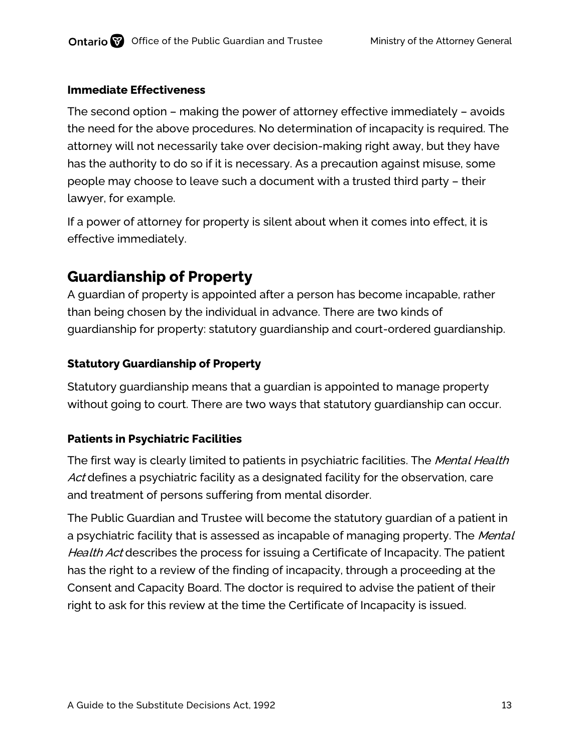#### Immediate Effectiveness

The second option – making the power of attorney effective immediately – avoids the need for the above procedures. No determination of incapacity is required. The attorney will not necessarily take over decision-making right away, but they have has the authority to do so if it is necessary. As a precaution against misuse, some people may choose to leave such a document with a trusted third party – their lawyer, for example.

If a power of attorney for property is silent about when it comes into effect, it is effective immediately.

## Guardianship of Property

A guardian of property is appointed after a person has become incapable, rather than being chosen by the individual in advance. There are two kinds of guardianship for property: statutory guardianship and court-ordered guardianship.

#### Statutory Guardianship of Property

Statutory guardianship means that a guardian is appointed to manage property without going to court. There are two ways that statutory guardianship can occur.

#### Patients in Psychiatric Facilities

The first way is clearly limited to patients in psychiatric facilities. The *Mental Health Act* defines a psychiatric facility as a designated facility for the observation, care and treatment of persons suffering from mental disorder.

The Public Guardian and Trustee will become the statutory guardian of a patient in a psychiatric facility that is assessed as incapable of managing property. The *Mental Health Act* describes the process for issuing a Certificate of Incapacity. The patient has the right to a review of the finding of incapacity, through a proceeding at the Consent and Capacity Board. The doctor is required to advise the patient of their right to ask for this review at the time the Certificate of Incapacity is issued.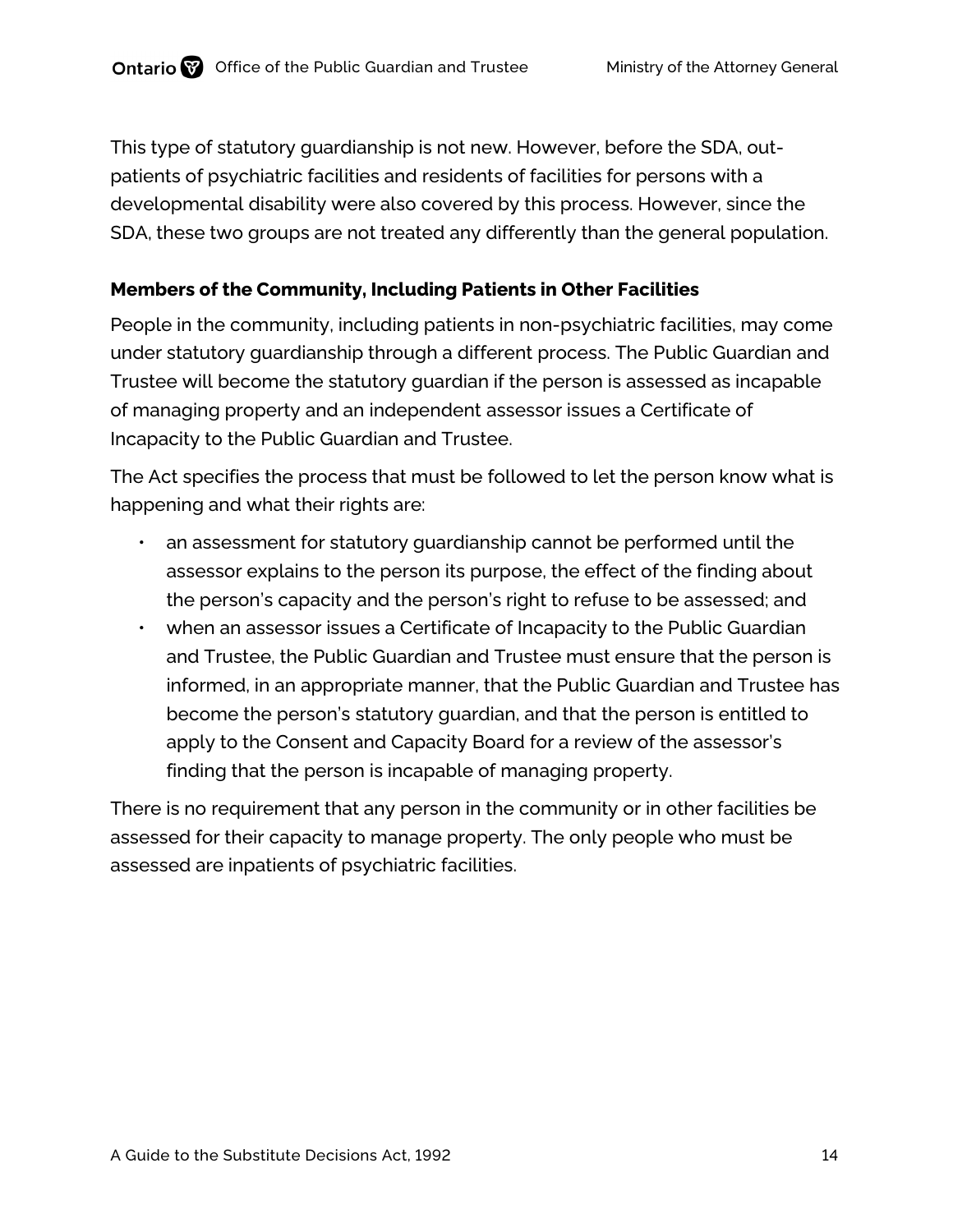This type of statutory guardianship is not new. However, before the SDA, out-patients of psychiatric facilities and residents of facilities for persons with a developmental disability were also covered by this process. However, since the SDA, these two groups are not treated any differently than the general population.

### Members of the Community, Including Patients in Other Facilities

People in the community, including patients in non-psychiatric facilities, may come under statutory guardianship through a different process. The Public Guardian and Trustee will become the statutory guardian if the person is assessed as incapable of managing property and an independent assessor issues a Certificate of Incapacity to the Public Guardian and Trustee.

The Act specifies the process that must be followed to let the person know what is happening and what their rights are:

- an assessment for statutory guardianship cannot be performed until the assessor explains to the person its purpose, the effect of the finding about the person's capacity and the person's right to refuse to be assessed; and
- when an assessor issues a Certificate of Incapacity to the Public Guardian and Trustee, the Public Guardian and Trustee must ensure that the person is informed, in an appropriate manner, that the Public Guardian and Trustee has become the person's statutory guardian, and that the person is entitled to apply to the Consent and Capacity Board for a review of the assessor's finding that the person is incapable of managing property.

There is no requirement that any person in the community or in other facilities be assessed for their capacity to manage property. The only people who must be assessed are inpatients of psychiatric facilities.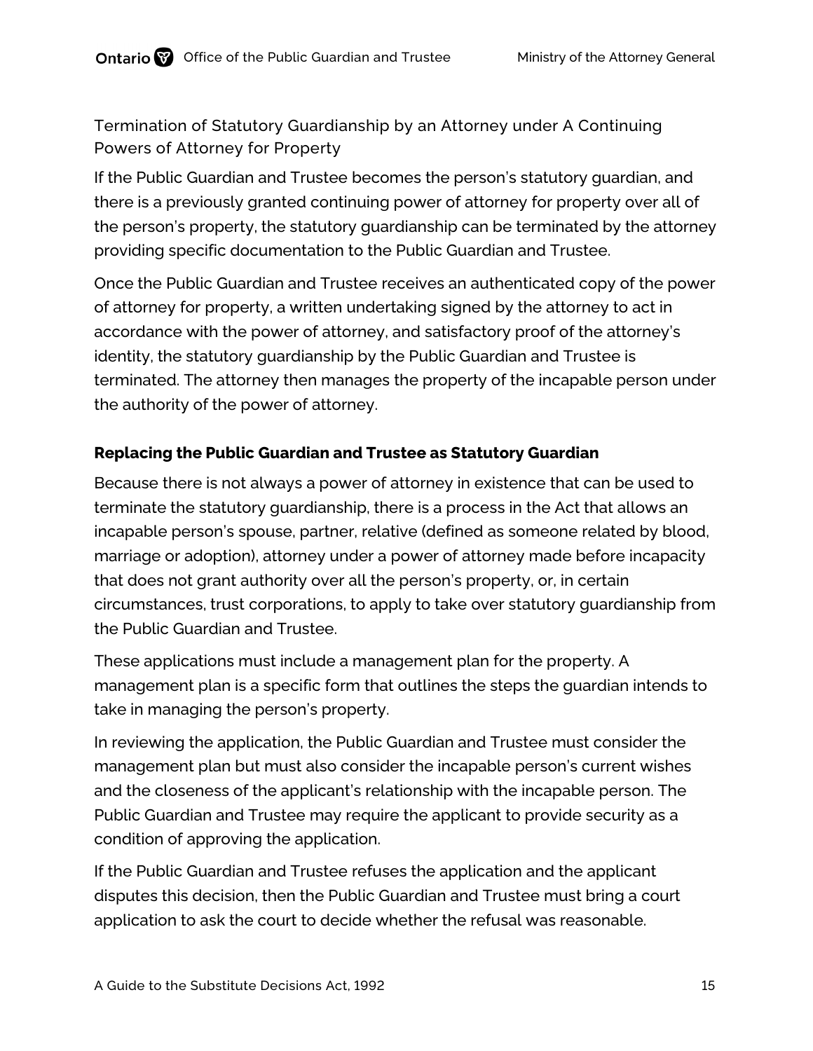### Termination of Statutory Guardianship by an Attorney under A Continuing Powers of Attorney for Property

If the Public Guardian and Trustee becomes the person's statutory guardian, and there is a previously granted continuing power of attorney for property over all of the person's property, the statutory guardianship can be terminated by the attorney providing specific documentation to the Public Guardian and Trustee.

Once the Public Guardian and Trustee receives an authenticated copy of the power of attorney for property, a written undertaking signed by the attorney to act in accordance with the power of attorney, and satisfactory proof of the attorney's identity, the statutory guardianship by the Public Guardian and Trustee is terminated. The attorney then manages the property of the incapable person under the authority of the power of attorney.

**Replacing the Public Guardian and Trustee as Statutory Guardian**

Because there is not always a power of attorney in existence that can be used to terminate the statutory guardianship, there is a process in the Act that allows an incapable person's spouse, partner, relative (defined as someone related by blood, marriage or adoption), attorney under a power of attorney made before incapacity that does not grant authority over all the person's property, or, in certain circumstances, trust corporations, to apply to take over statutory guardianship from the Public Guardian and Trustee.

These applications must include a management plan for the property. A management plan is a specific form that outlines the steps the guardian intends to take in managing the person's property.

In reviewing the application, the Public Guardian and Trustee must consider the management plan but must also consider the incapable person's current wishes and the closeness of the applicant's relationship with the incapable person. The Public Guardian and Trustee may require the applicant to provide security as a condition of approving the application.

If the Public Guardian and Trustee refuses the application and the applicant disputes this decision, then the Public Guardian and Trustee must bring a court application to ask the court to decide whether the refusal was reasonable.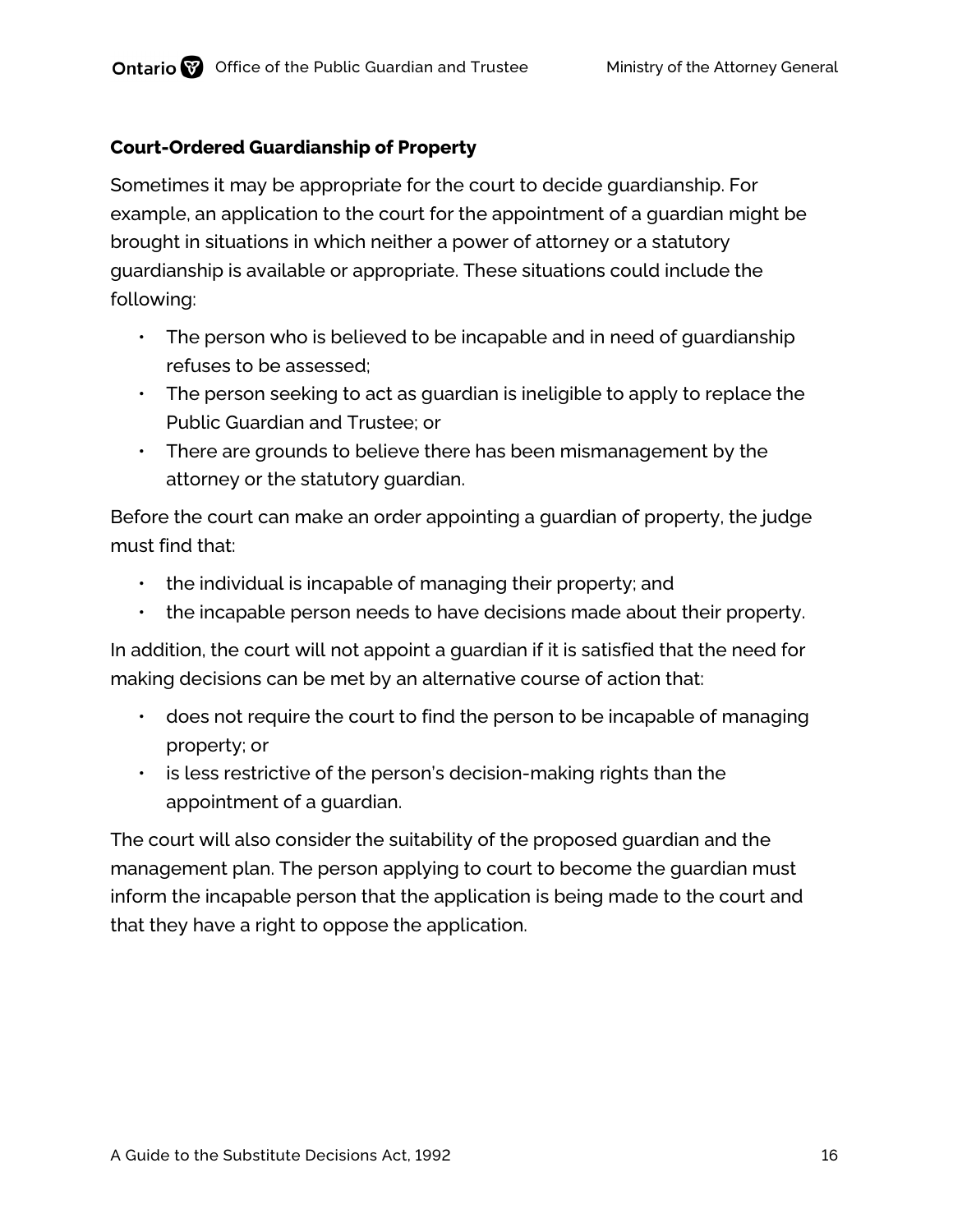### Court-Ordered Guardianship of Property

Sometimes it may be appropriate for the court to decide guardianship. For example, an application to the court for the appointment of a guardian might be brought in situations in which neither a power of attorney or a statutory guardianship is available or appropriate. These situations could include the following:

- The person who is believed to be incapable and in need of guardianship refuses to be assessed;
- The person seeking to act as guardian is ineligible to apply to replace the Public Guardian and Trustee; or
- There are grounds to believe there has been mismanagement by the attorney or the statutory guardian.

Before the court can make an order appointing a guardian of property, the judge must find that:

- the individual is incapable of managing their property; and
- the incapable person needs to have decisions made about their property.

In addition, the court will not appoint a guardian if it is satisfied that the need for making decisions can be met by an alternative course of action that:

- does not require the court to find the person to be incapable of managing property; or
- is less restrictive of the person's decision-making rights than the appointment of a guardian.

The court will also consider the suitability of the proposed guardian and the management plan. The person applying to court to become the guardian must inform the incapable person that the application is being made to the court and that they have a right to oppose the application.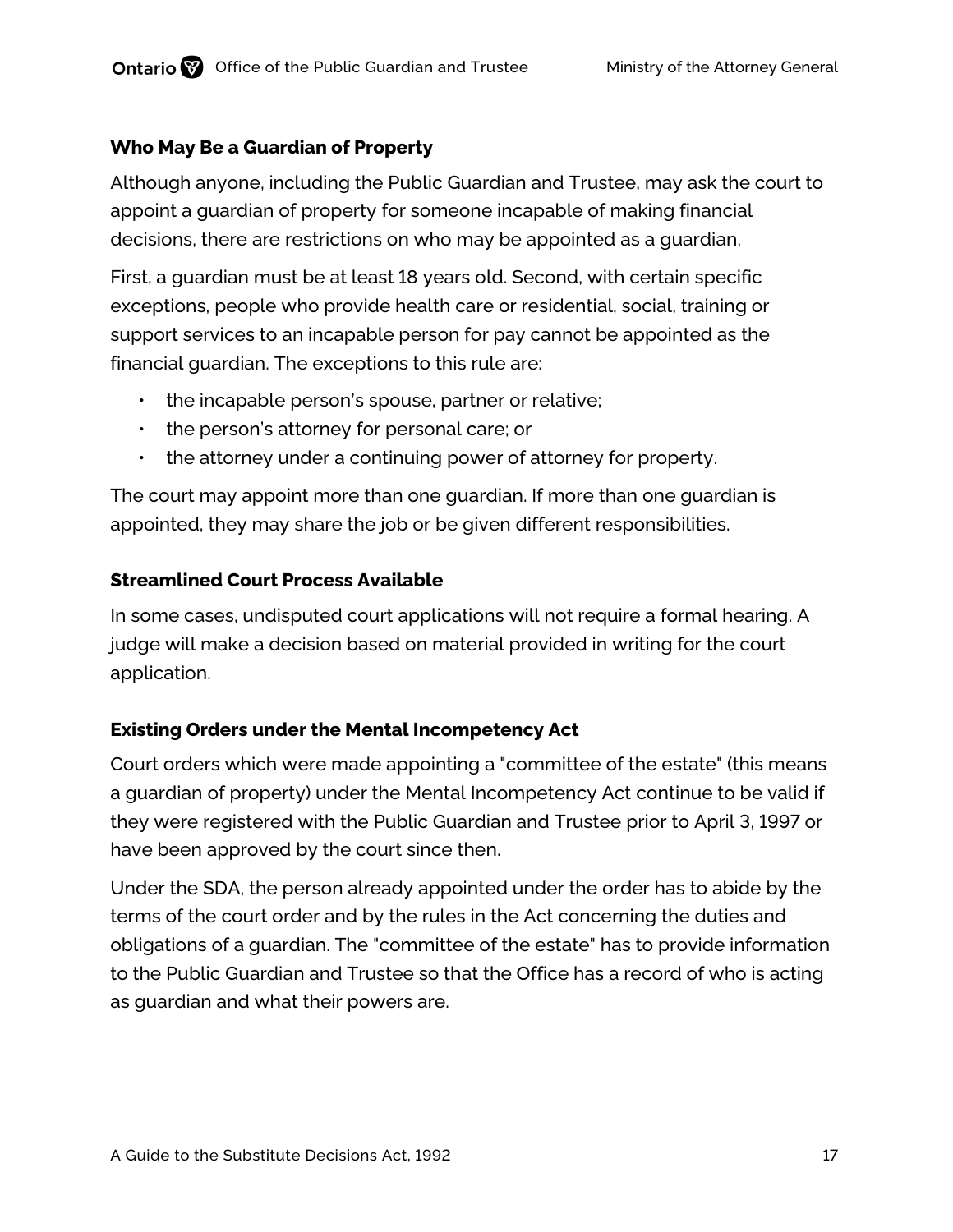### Who May Be a Guardian of Property

Although anyone, including the Public Guardian and Trustee, may ask the court to appoint a guardian of property for someone incapable of making financial decisions, there are restrictions on who may be appointed as a guardian.

First, a guardian must be at least 18 years old. Second, with certain specific exceptions, people who provide health care or residential, social, training or support services to an incapable person for pay cannot be appointed as the financial guardian. The exceptions to this rule are:

- the incapable person's spouse, partner or relative;
- the person's attorney for personal care; or
- the attorney under a continuing power of attorney for property.

The court may appoint more than one guardian. If more than one guardian is appointed, they may share the job or be given different responsibilities.

### Streamlined Court Process Available

In some cases, undisputed court applications will not require a formal hearing. A judge will make a decision based on material provided in writing for the court application.

### Existing Orders under the Mental Incompetency Act

Court orders which were made appointing a "committee of the estate" (this means a guardian of property) under the Mental Incompetency Act continue to be valid if they were registered with the Public Guardian and Trustee prior to April 3, 1997 or have been approved by the court since then.

Under the SDA, the person already appointed under the order has to abide by the terms of the court order and by the rules in the Act concerning the duties and obligations of a guardian. The "committee of the estate" has to provide information to the Public Guardian and Trustee so that the Office has a record of who is acting as guardian and what their powers are.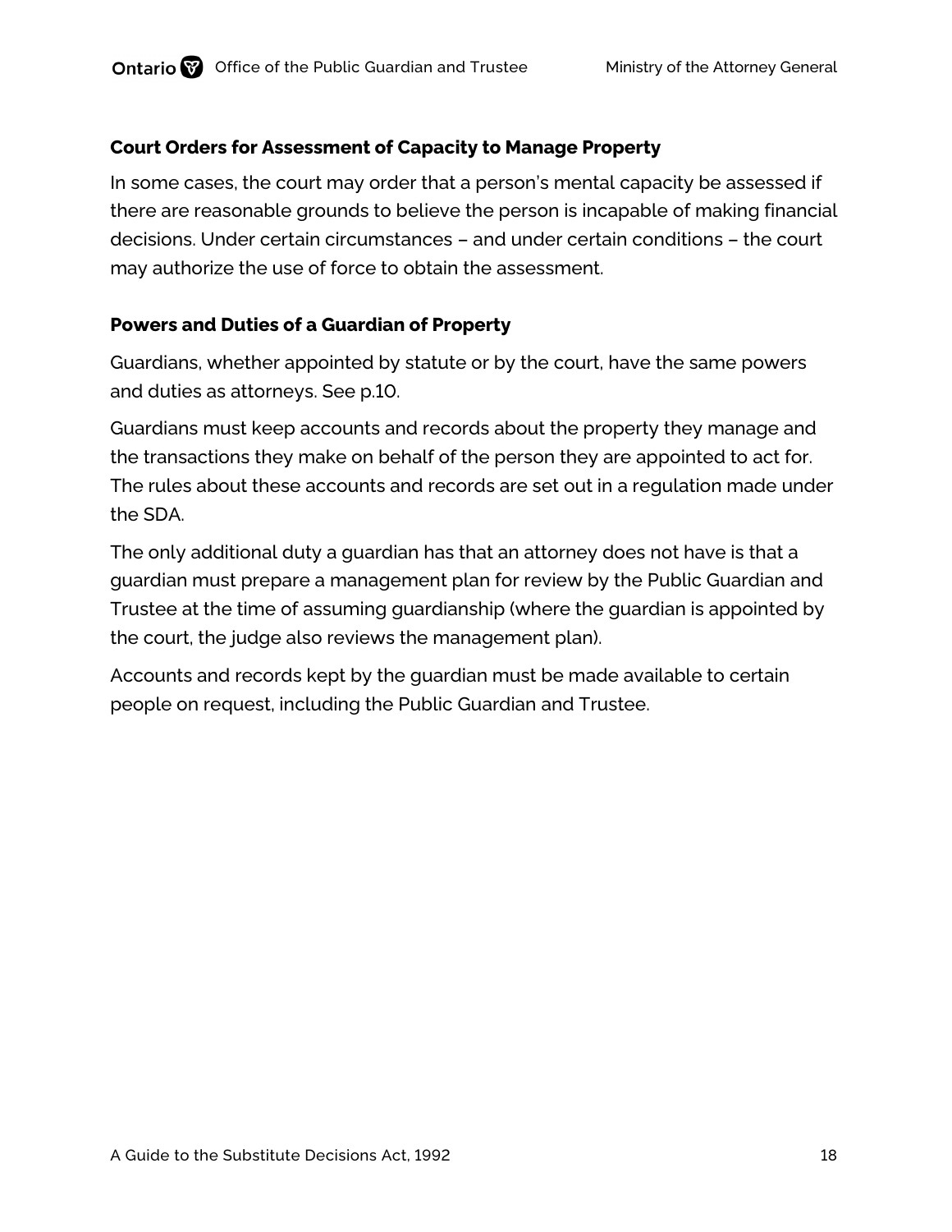### Court Orders for Assessment of Capacity to Manage Property

In some cases, the court may order that a person's mental capacity be assessed if there are reasonable grounds to believe the person is incapable of making financial decisions. Under certain circumstances – and under certain conditions – the court may authorize the use of force to obtain the assessment.

### Powers and Duties of a Guardian of Property

Guardians, whether appointed by statute or by the court, have the same powers and duties as attorneys. See p.10.

Guardians must keep accounts and records about the property they manage and the transactions they make on behalf of the person they are appointed to act for. The rules about these accounts and records are set out in a regulation made under the SDA.

The only additional duty a guardian has that an attorney does not have is that a guardian must prepare a management plan for review by the Public Guardian and Trustee at the time of assuming guardianship (where the guardian is appointed by the court, the judge also reviews the management plan).

Accounts and records kept by the guardian must be made available to certain people on request, including the Public Guardian and Trustee.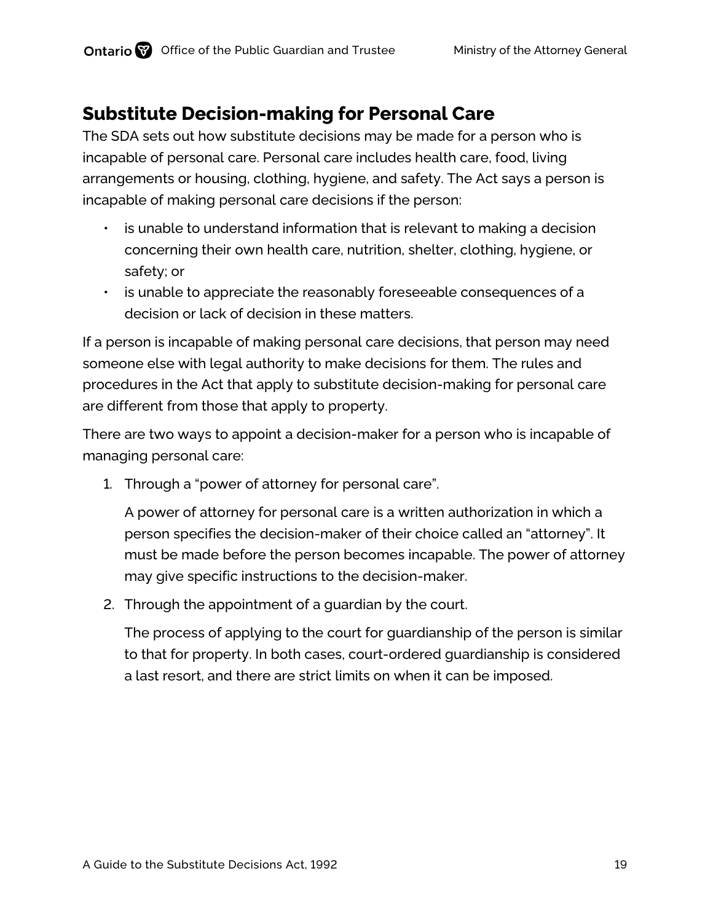## Substitute Decision-making for Personal Care

The SDA sets out how substitute decisions may be made for a person who is incapable of personal care. Personal care includes health care, food, living arrangements or housing, clothing, hygiene, and safety. The Act says a person is incapable of making personal care decisions if the person:

- is unable to understand information that is relevant to making a decision concerning their own health care, nutrition, shelter, clothing, hygiene, or safety; or
- is unable to appreciate the reasonably foreseeable consequences of a decision or lack of decision in these matters.

If a person is incapable of making personal care decisions, that person may need someone else with legal authority to make decisions for them. The rules and procedures in the Act that apply to substitute decision-making for personal care are different from those that apply to property.

There are two ways to appoint a decision-maker for a person who is incapable of managing personal care:

1. Through a "power of attorney for personal care".

   A power of attorney for personal care is a written authorization in which a person specifies the decision-maker of their choice called an "attorney". It must be made before the person becomes incapable. The power of attorney may give specific instructions to the decision-maker.

2. Through the appointment of a guardian by the court.

   The process of applying to the court for guardianship of the person is similar to that for property. In both cases, court-ordered guardianship is considered a last resort, and there are strict limits on when it can be imposed.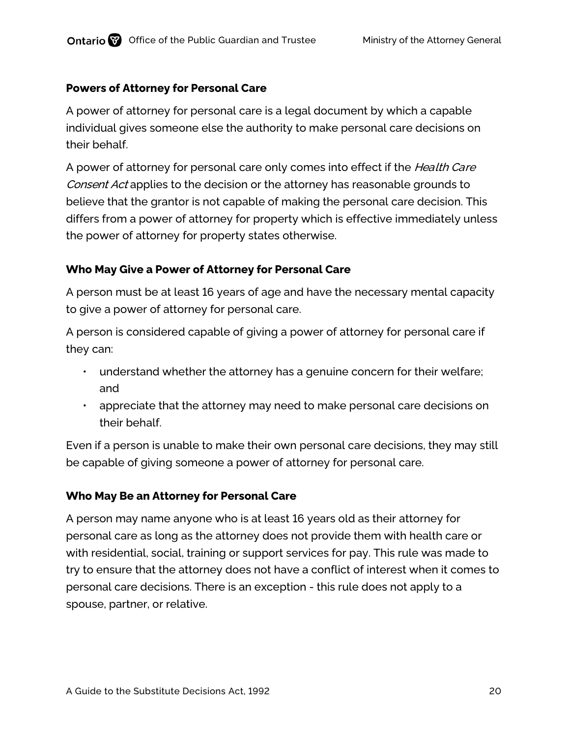### Powers of Attorney for Personal Care

A power of attorney for personal care is a legal document by which a capable individual gives someone else the authority to make personal care decisions on their behalf.

A power of attorney for personal care only comes into effect if the *Health Care Consent Act* applies to the decision or the attorney has reasonable grounds to believe that the grantor is not capable of making the personal care decision. This differs from a power of attorney for property which is effective immediately unless the power of attorney for property states otherwise.

### Who May Give a Power of Attorney for Personal Care

A person must be at least 16 years of age and have the necessary mental capacity to give a power of attorney for personal care.

A person is considered capable of giving a power of attorney for personal care if they can:

- understand whether the attorney has a genuine concern for their welfare; and
- appreciate that the attorney may need to make personal care decisions on their behalf.

Even if a person is unable to make their own personal care decisions, they may still be capable of giving someone a power of attorney for personal care.

### Who May Be an Attorney for Personal Care

A person may name anyone who is at least 16 years old as their attorney for personal care as long as the attorney does not provide them with health care or with residential, social, training or support services for pay. This rule was made to try to ensure that the attorney does not have a conflict of interest when it comes to personal care decisions. There is an exception - this rule does not apply to a spouse, partner, or relative.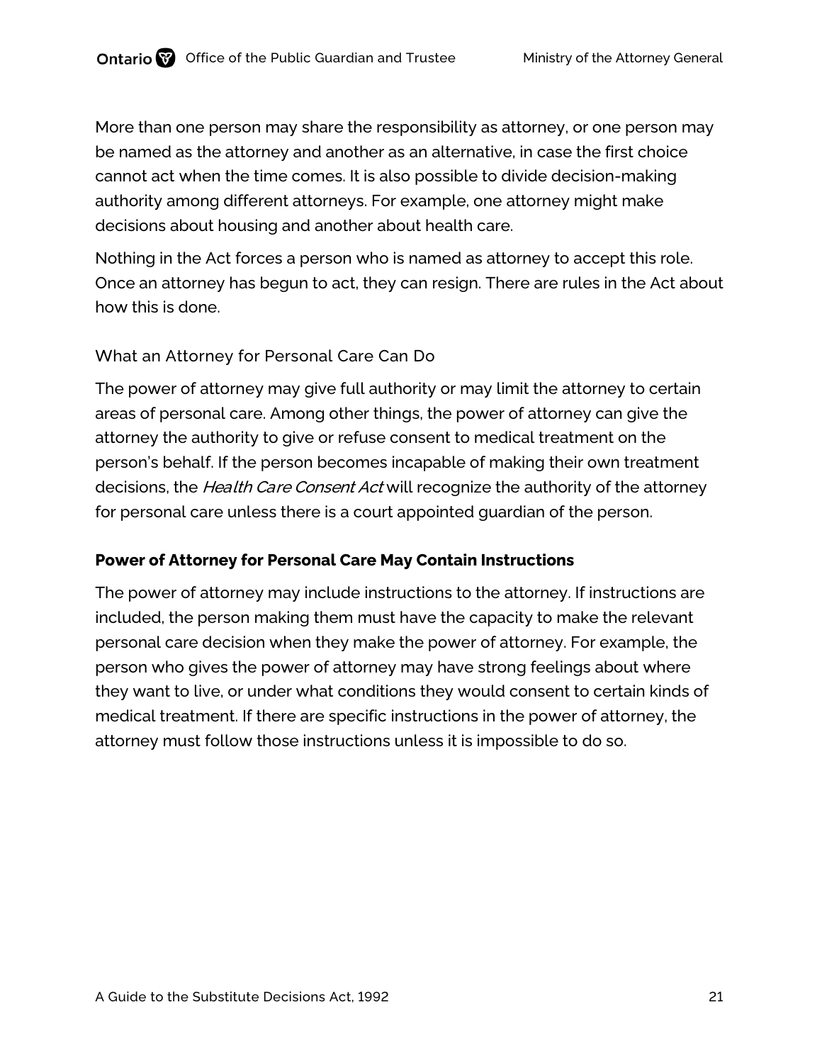More than one person may share the responsibility as attorney, or one person may be named as the attorney and another as an alternative, in case the first choice cannot act when the time comes. It is also possible to divide decision-making authority among different attorneys. For example, one attorney might make decisions about housing and another about health care.

Nothing in the Act forces a person who is named as attorney to accept this role. Once an attorney has begun to act, they can resign. There are rules in the Act about how this is done.

### What an Attorney for Personal Care Can Do

The power of attorney may give full authority or may limit the attorney to certain areas of personal care. Among other things, the power of attorney can give the attorney the authority to give or refuse consent to medical treatment on the person's behalf. If the person becomes incapable of making their own treatment decisions, the *Health Care Consent Act* will recognize the authority of the attorney for personal care unless there is a court appointed guardian of the person.

**Power of Attorney for Personal Care May Contain Instructions**

The power of attorney may include instructions to the attorney. If instructions are included, the person making them must have the capacity to make the relevant personal care decision when they make the power of attorney. For example, the person who gives the power of attorney may have strong feelings about where they want to live, or under what conditions they would consent to certain kinds of medical treatment. If there are specific instructions in the power of attorney, the attorney must follow those instructions unless it is impossible to do so.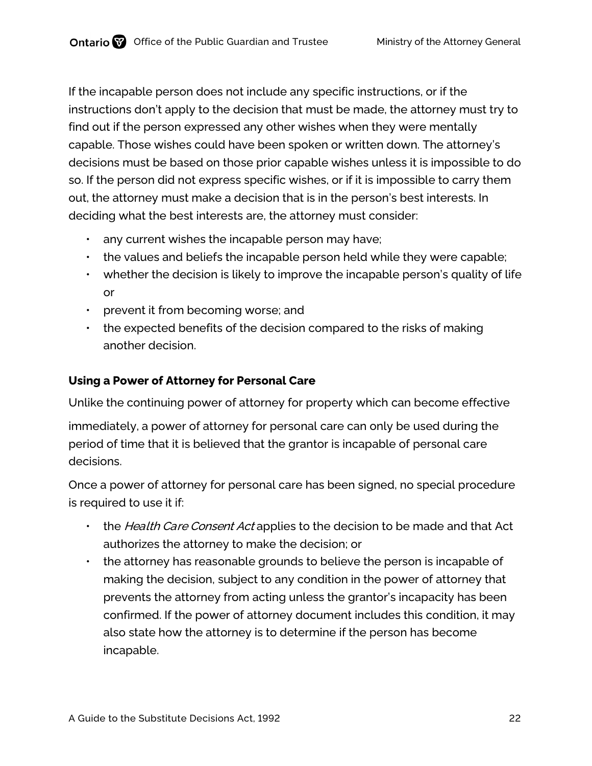If the incapable person does not include any specific instructions, or if the instructions don't apply to the decision that must be made, the attorney must try to find out if the person expressed any other wishes when they were mentally capable. Those wishes could have been spoken or written down. The attorney's decisions must be based on those prior capable wishes unless it is impossible to do so. If the person did not express specific wishes, or if it is impossible to carry them out, the attorney must make a decision that is in the person's best interests. In deciding what the best interests are, the attorney must consider:

- any current wishes the incapable person may have;
- the values and beliefs the incapable person held while they were capable;
- whether the decision is likely to improve the incapable person's quality of life or
- prevent it from becoming worse; and
- the expected benefits of the decision compared to the risks of making another decision.

**Using a Power of Attorney for Personal Care**

Unlike the continuing power of attorney for property which can become effective

immediately, a power of attorney for personal care can only be used during the period of time that it is believed that the grantor is incapable of personal care decisions.

Once a power of attorney for personal care has been signed, no special procedure is required to use it if:

- the *Health Care Consent Act* applies to the decision to be made and that Act authorizes the attorney to make the decision; or
- the attorney has reasonable grounds to believe the person is incapable of making the decision, subject to any condition in the power of attorney that prevents the attorney from acting unless the grantor's incapacity has been confirmed. If the power of attorney document includes this condition, it may also state how the attorney is to determine if the person has become incapable.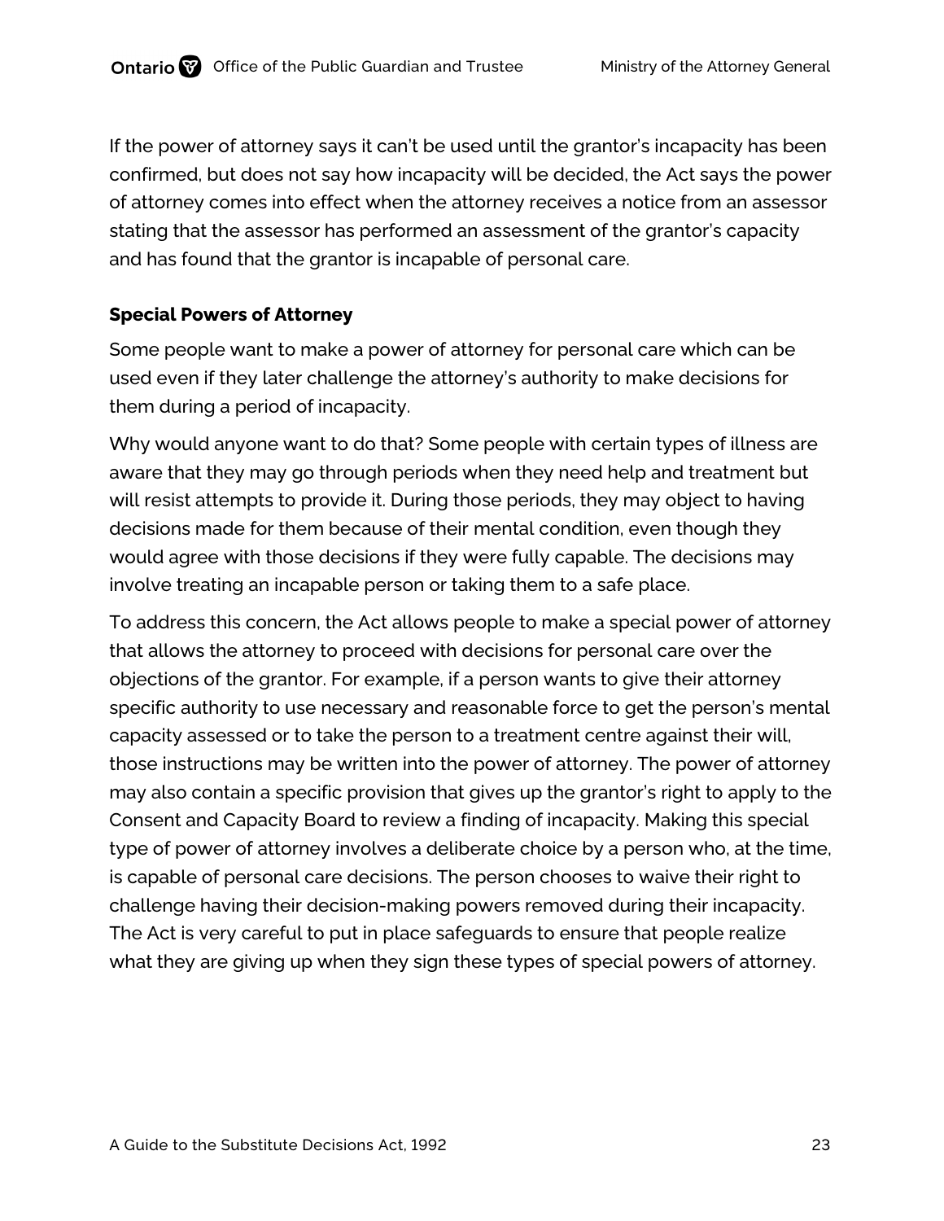If the power of attorney says it can't be used until the grantor's incapacity has been confirmed, but does not say how incapacity will be decided, the Act says the power of attorney comes into effect when the attorney receives a notice from an assessor stating that the assessor has performed an assessment of the grantor's capacity and has found that the grantor is incapable of personal care.

### Special Powers of Attorney

Some people want to make a power of attorney for personal care which can be used even if they later challenge the attorney's authority to make decisions for them during a period of incapacity.

Why would anyone want to do that? Some people with certain types of illness are aware that they may go through periods when they need help and treatment but will resist attempts to provide it. During those periods, they may object to having decisions made for them because of their mental condition, even though they would agree with those decisions if they were fully capable. The decisions may involve treating an incapable person or taking them to a safe place.

To address this concern, the Act allows people to make a special power of attorney that allows the attorney to proceed with decisions for personal care over the objections of the grantor. For example, if a person wants to give their attorney specific authority to use necessary and reasonable force to get the person's mental capacity assessed or to take the person to a treatment centre against their will, those instructions may be written into the power of attorney. The power of attorney may also contain a specific provision that gives up the grantor's right to apply to the Consent and Capacity Board to review a finding of incapacity. Making this special type of power of attorney involves a deliberate choice by a person who, at the time, is capable of personal care decisions. The person chooses to waive their right to challenge having their decision-making powers removed during their incapacity. The Act is very careful to put in place safeguards to ensure that people realize what they are giving up when they sign these types of special powers of attorney.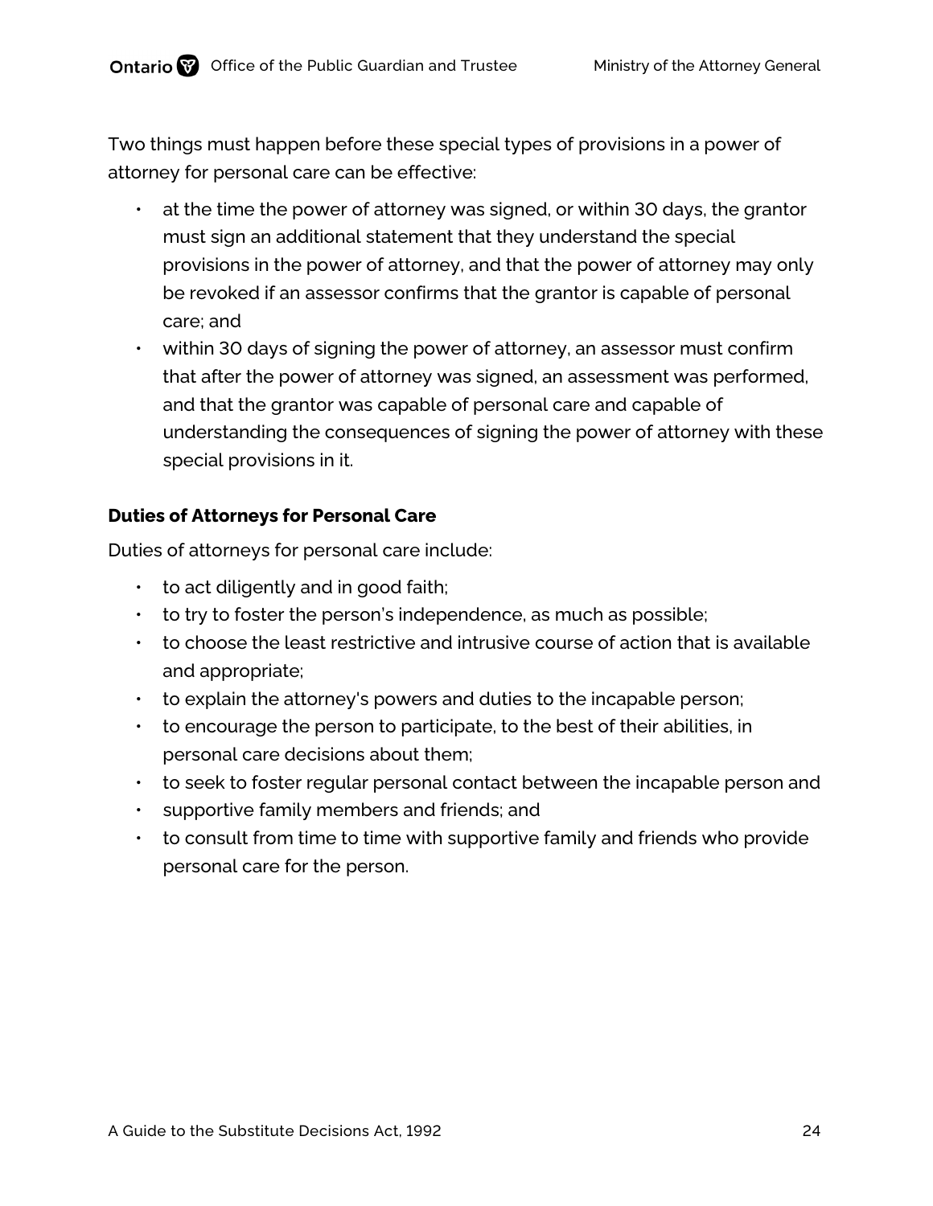Two things must happen before these special types of provisions in a power of attorney for personal care can be effective:

- at the time the power of attorney was signed, or within 30 days, the grantor must sign an additional statement that they understand the special provisions in the power of attorney, and that the power of attorney may only be revoked if an assessor confirms that the grantor is capable of personal care; and
- within 30 days of signing the power of attorney, an assessor must confirm that after the power of attorney was signed, an assessment was performed, and that the grantor was capable of personal care and capable of understanding the consequences of signing the power of attorney with these special provisions in it.

### Duties of Attorneys for Personal Care

Duties of attorneys for personal care include:

- to act diligently and in good faith;
- to try to foster the person's independence, as much as possible;
- to choose the least restrictive and intrusive course of action that is available and appropriate;
- to explain the attorney's powers and duties to the incapable person;
- to encourage the person to participate, to the best of their abilities, in personal care decisions about them;
- to seek to foster regular personal contact between the incapable person and
- supportive family members and friends; and
- to consult from time to time with supportive family and friends who provide personal care for the person.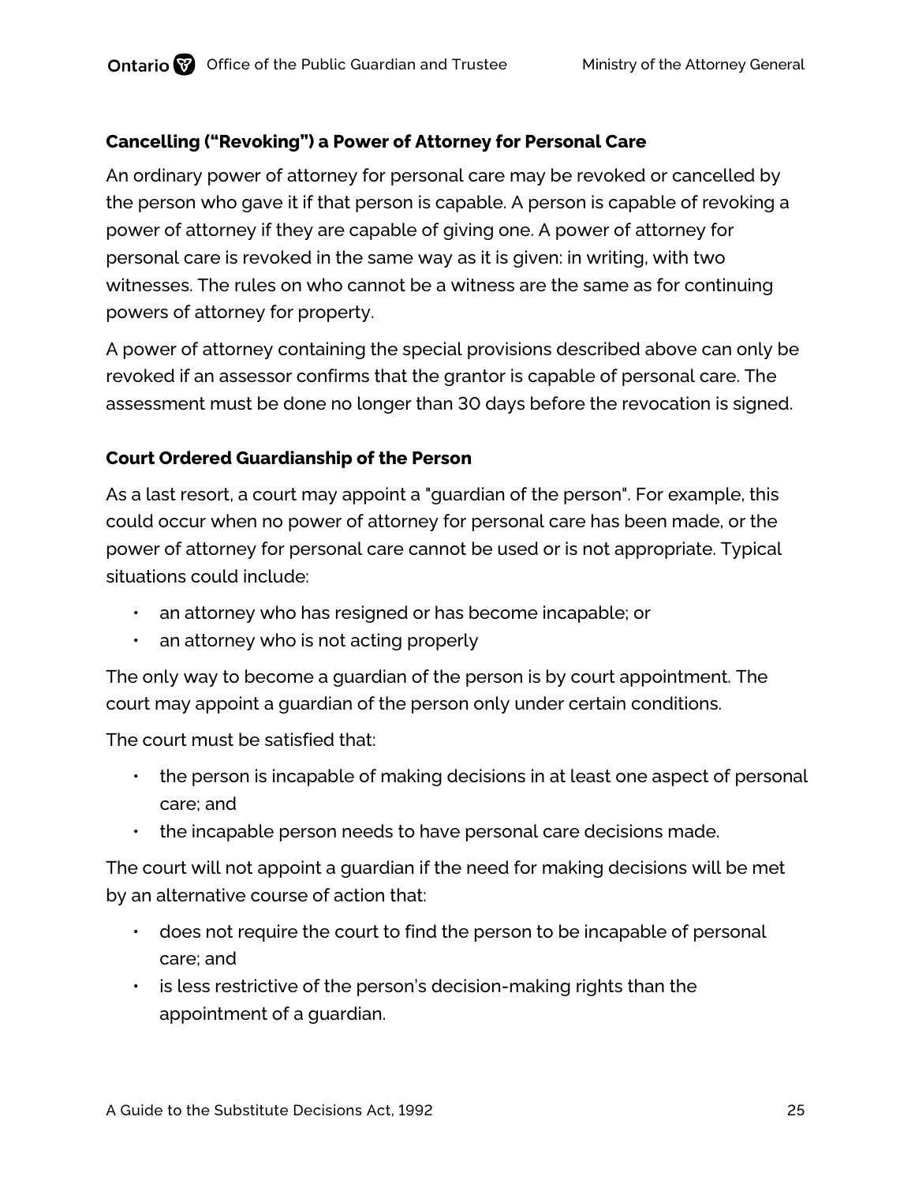### Cancelling ("Revoking") a Power of Attorney for Personal Care

An ordinary power of attorney for personal care may be revoked or cancelled by the person who gave it if that person is capable. A person is capable of revoking a power of attorney if they are capable of giving one. A power of attorney for personal care is revoked in the same way as it is given: in writing, with two witnesses. The rules on who cannot be a witness are the same as for continuing powers of attorney for property.

A power of attorney containing the special provisions described above can only be revoked if an assessor confirms that the grantor is capable of personal care. The assessment must be done no longer than 30 days before the revocation is signed.

### Court Ordered Guardianship of the Person

As a last resort, a court may appoint a "guardian of the person". For example, this could occur when no power of attorney for personal care has been made, or the power of attorney for personal care cannot be used or is not appropriate. Typical situations could include:

- an attorney who has resigned or has become incapable; or
- an attorney who is not acting properly

The only way to become a guardian of the person is by court appointment. The court may appoint a guardian of the person only under certain conditions.

The court must be satisfied that:

- the person is incapable of making decisions in at least one aspect of personal care; and
- the incapable person needs to have personal care decisions made.

The court will not appoint a guardian if the need for making decisions will be met by an alternative course of action that:

- does not require the court to find the person to be incapable of personal care; and
- is less restrictive of the person's decision-making rights than the appointment of a guardian.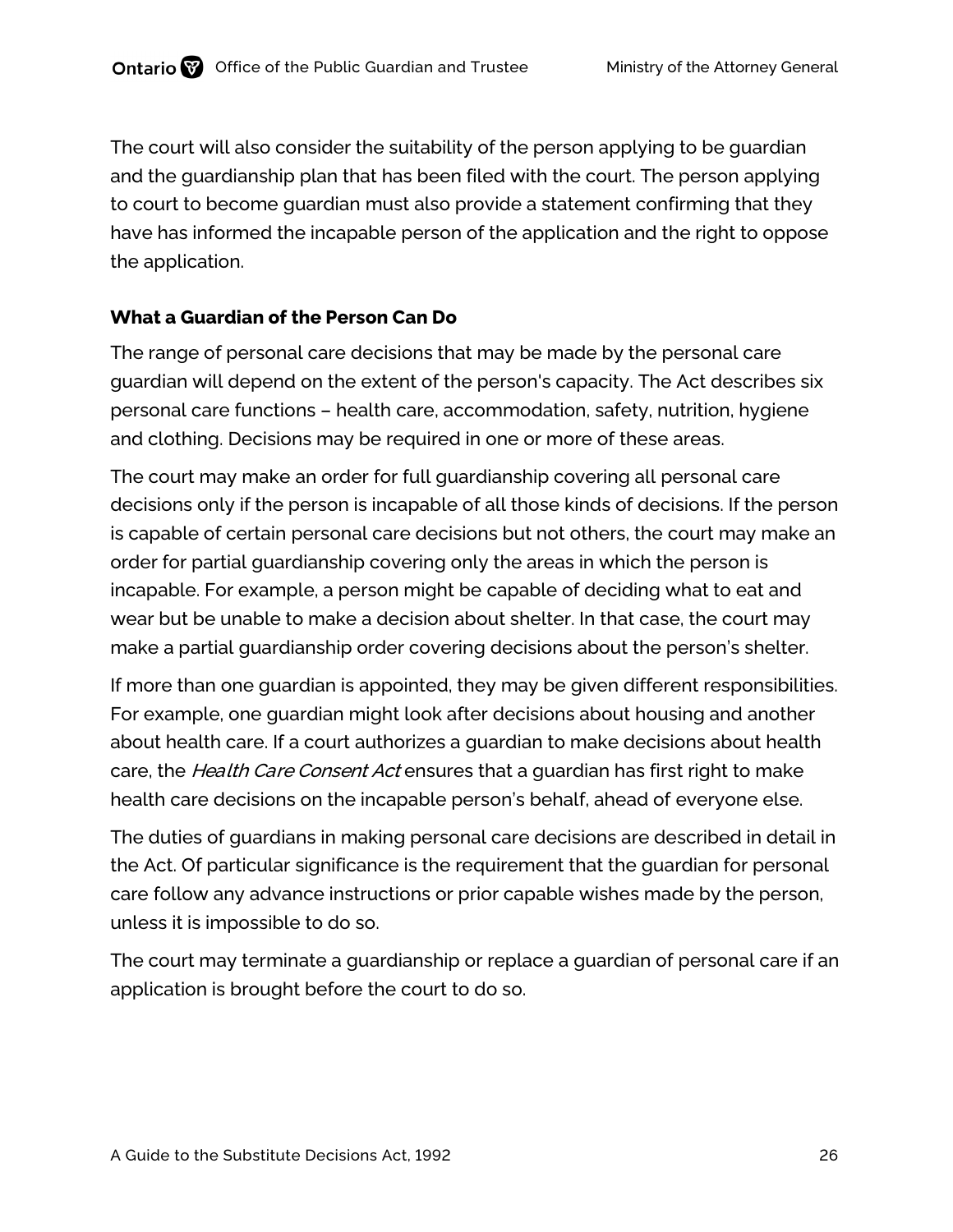The court will also consider the suitability of the person applying to be guardian and the guardianship plan that has been filed with the court. The person applying to court to become guardian must also provide a statement confirming that they have has informed the incapable person of the application and the right to oppose the application.

### What a Guardian of the Person Can Do

The range of personal care decisions that may be made by the personal care guardian will depend on the extent of the person's capacity. The Act describes six personal care functions – health care, accommodation, safety, nutrition, hygiene and clothing. Decisions may be required in one or more of these areas.

The court may make an order for full guardianship covering all personal care decisions only if the person is incapable of all those kinds of decisions. If the person is capable of certain personal care decisions but not others, the court may make an order for partial guardianship covering only the areas in which the person is incapable. For example, a person might be capable of deciding what to eat and wear but be unable to make a decision about shelter. In that case, the court may make a partial guardianship order covering decisions about the person's shelter.

If more than one guardian is appointed, they may be given different responsibilities. For example, one guardian might look after decisions about housing and another about health care. If a court authorizes a guardian to make decisions about health care, the *Health Care Consent Act* ensures that a guardian has first right to make health care decisions on the incapable person's behalf, ahead of everyone else.

The duties of guardians in making personal care decisions are described in detail in the Act. Of particular significance is the requirement that the guardian for personal care follow any advance instructions or prior capable wishes made by the person, unless it is impossible to do so.

The court may terminate a guardianship or replace a guardian of personal care if an application is brought before the court to do so.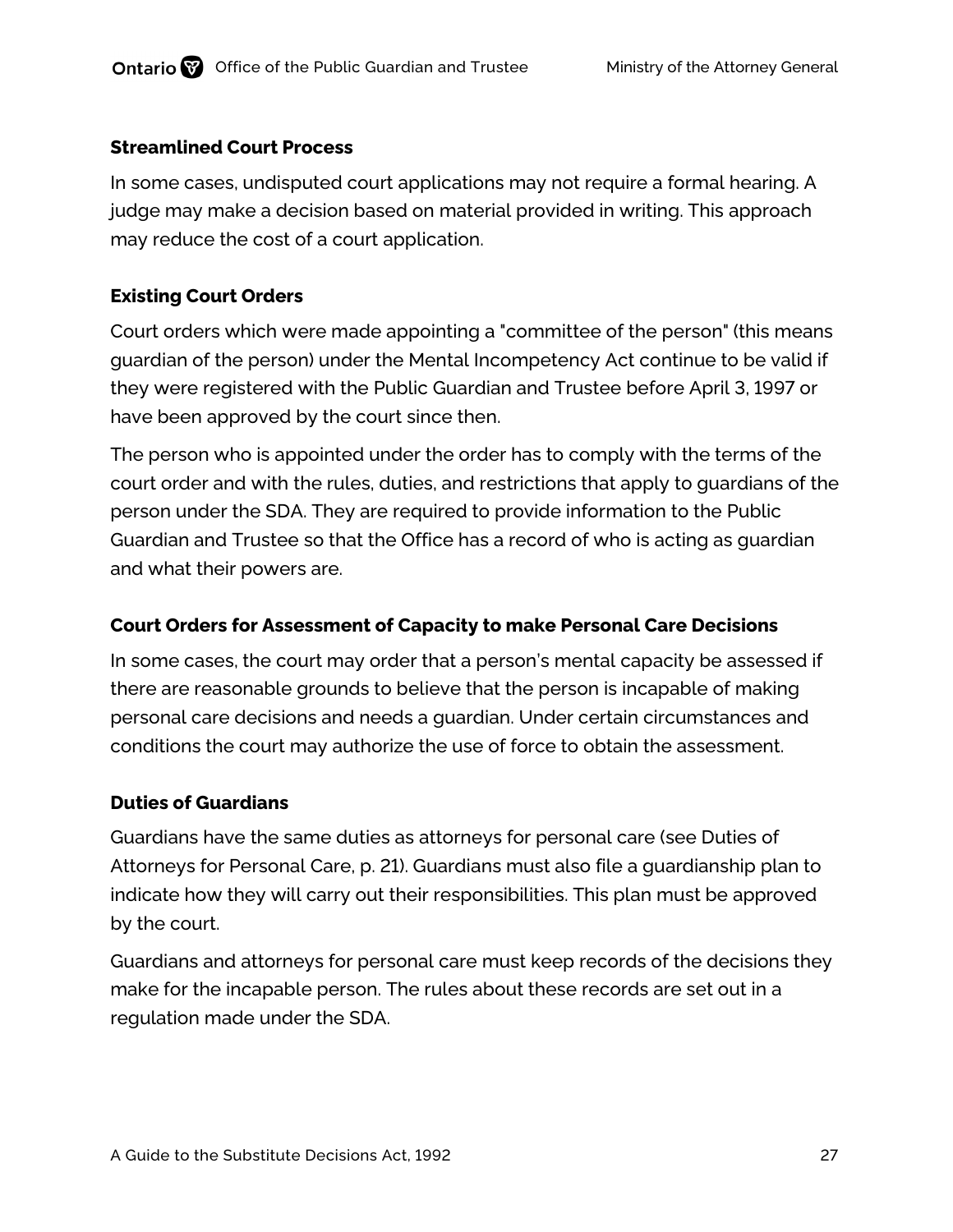### Streamlined Court Process

In some cases, undisputed court applications may not require a formal hearing. A judge may make a decision based on material provided in writing. This approach may reduce the cost of a court application.

### Existing Court Orders

Court orders which were made appointing a "committee of the person" (this means guardian of the person) under the Mental Incompetency Act continue to be valid if they were registered with the Public Guardian and Trustee before April 3, 1997 or have been approved by the court since then.

The person who is appointed under the order has to comply with the terms of the court order and with the rules, duties, and restrictions that apply to guardians of the person under the SDA. They are required to provide information to the Public Guardian and Trustee so that the Office has a record of who is acting as guardian and what their powers are.

### Court Orders for Assessment of Capacity to make Personal Care Decisions

In some cases, the court may order that a person's mental capacity be assessed if there are reasonable grounds to believe that the person is incapable of making personal care decisions and needs a guardian. Under certain circumstances and conditions the court may authorize the use of force to obtain the assessment.

### Duties of Guardians

Guardians have the same duties as attorneys for personal care (see Duties of Attorneys for Personal Care, p. 21). Guardians must also file a guardianship plan to indicate how they will carry out their responsibilities. This plan must be approved by the court.

Guardians and attorneys for personal care must keep records of the decisions they make for the incapable person. The rules about these records are set out in a regulation made under the SDA.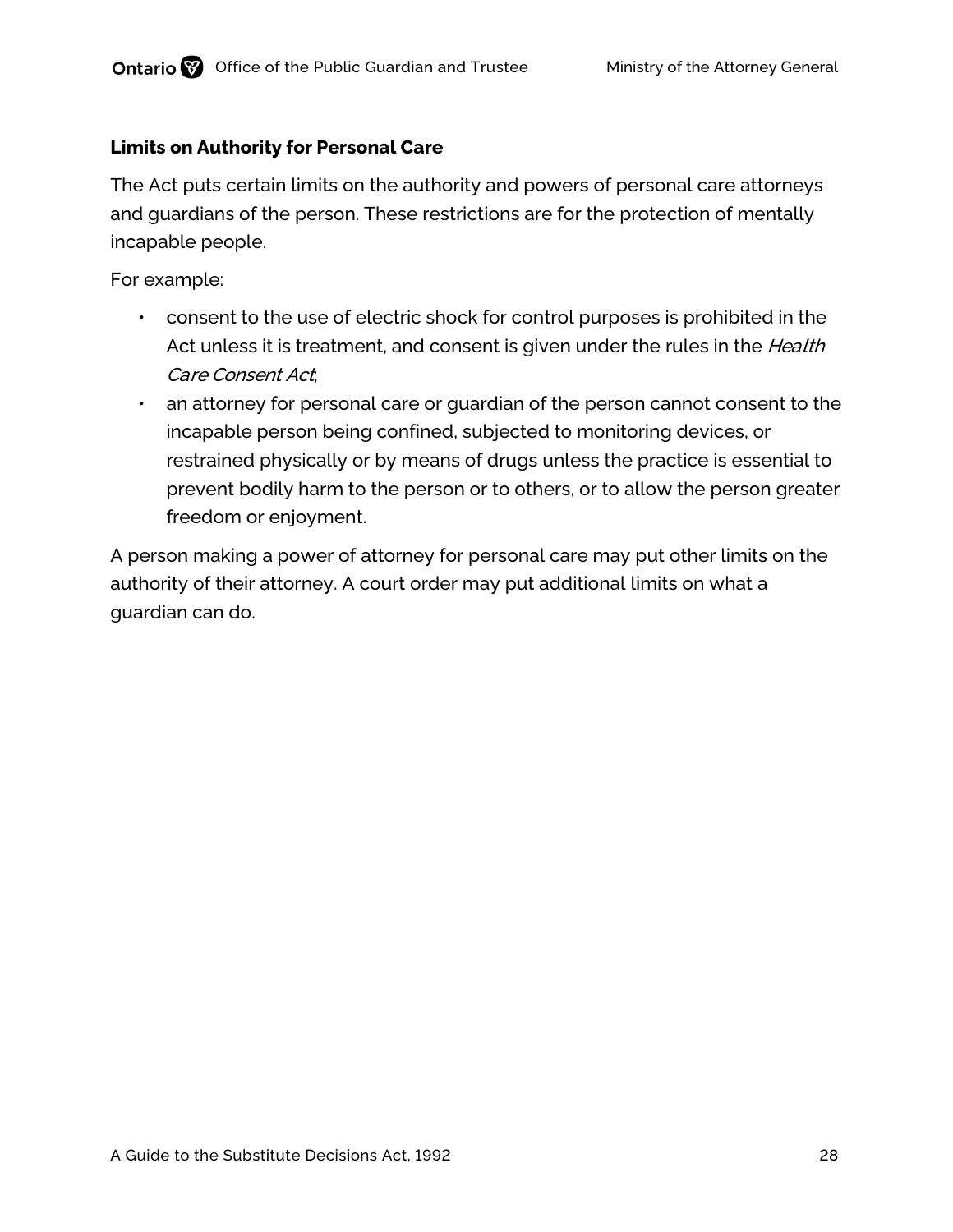### Limits on Authority for Personal Care

The Act puts certain limits on the authority and powers of personal care attorneys and guardians of the person. These restrictions are for the protection of mentally incapable people.

For example:

- consent to the use of electric shock for control purposes is prohibited in the Act unless it is treatment, and consent is given under the rules in the *Health Care Consent Act*;
- an attorney for personal care or guardian of the person cannot consent to the incapable person being confined, subjected to monitoring devices, or restrained physically or by means of drugs unless the practice is essential to prevent bodily harm to the person or to others, or to allow the person greater freedom or enjoyment.

A person making a power of attorney for personal care may put other limits on the authority of their attorney. A court order may put additional limits on what a guardian can do.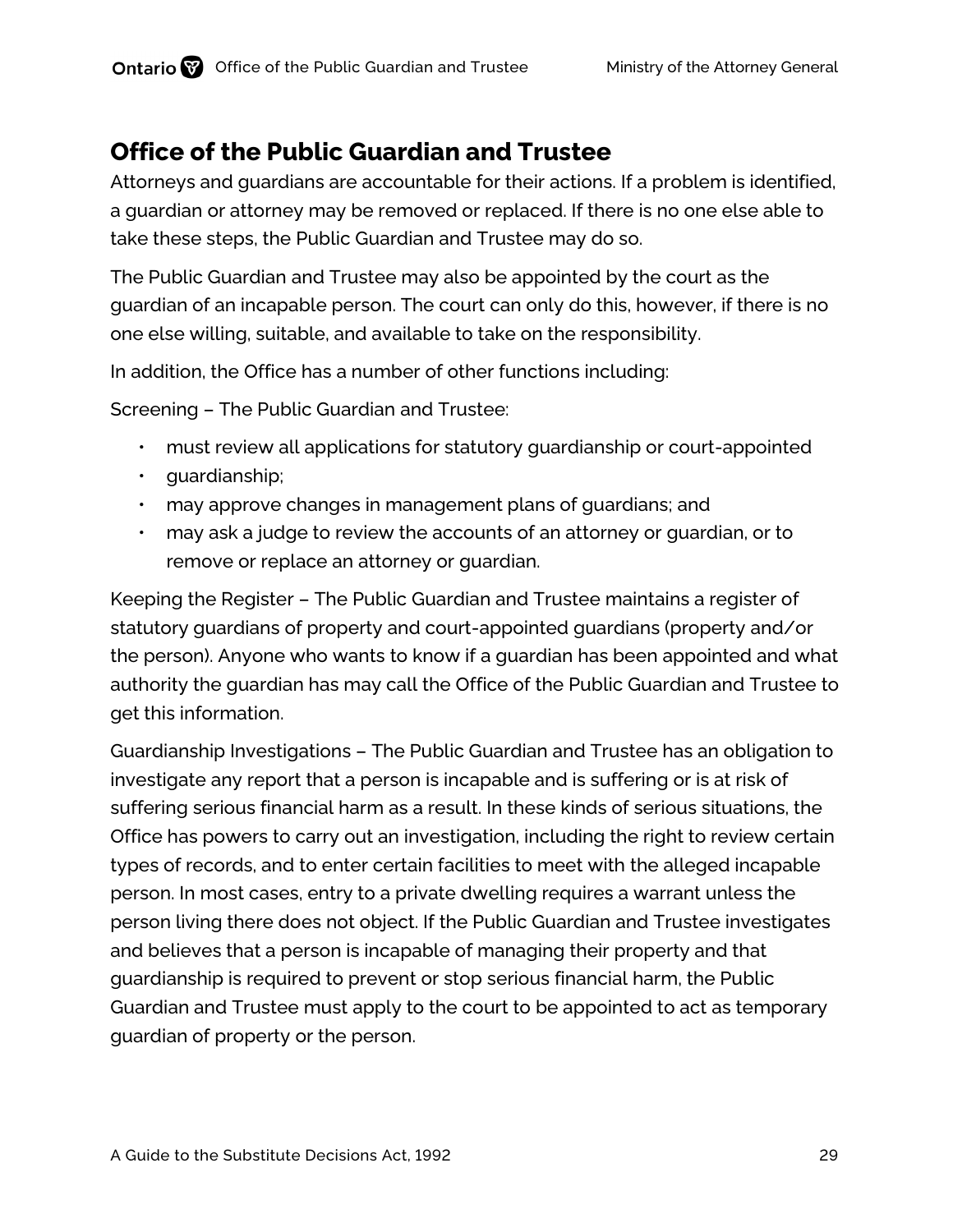## Office of the Public Guardian and Trustee

Attorneys and guardians are accountable for their actions. If a problem is identified, a guardian or attorney may be removed or replaced. If there is no one else able to take these steps, the Public Guardian and Trustee may do so.

The Public Guardian and Trustee may also be appointed by the court as the guardian of an incapable person. The court can only do this, however, if there is no one else willing, suitable, and available to take on the responsibility.

In addition, the Office has a number of other functions including:

Screening – The Public Guardian and Trustee:

- must review all applications for statutory guardianship or court-appointed
- guardianship;
- may approve changes in management plans of guardians; and
- may ask a judge to review the accounts of an attorney or guardian, or to remove or replace an attorney or guardian.

Keeping the Register – The Public Guardian and Trustee maintains a register of statutory guardians of property and court-appointed guardians (property and/or the person). Anyone who wants to know if a guardian has been appointed and what authority the guardian has may call the Office of the Public Guardian and Trustee to get this information.

Guardianship Investigations – The Public Guardian and Trustee has an obligation to investigate any report that a person is incapable and is suffering or is at risk of suffering serious financial harm as a result. In these kinds of serious situations, the Office has powers to carry out an investigation, including the right to review certain types of records, and to enter certain facilities to meet with the alleged incapable person. In most cases, entry to a private dwelling requires a warrant unless the person living there does not object. If the Public Guardian and Trustee investigates and believes that a person is incapable of managing their property and that guardianship is required to prevent or stop serious financial harm, the Public Guardian and Trustee must apply to the court to be appointed to act as temporary guardian of property or the person.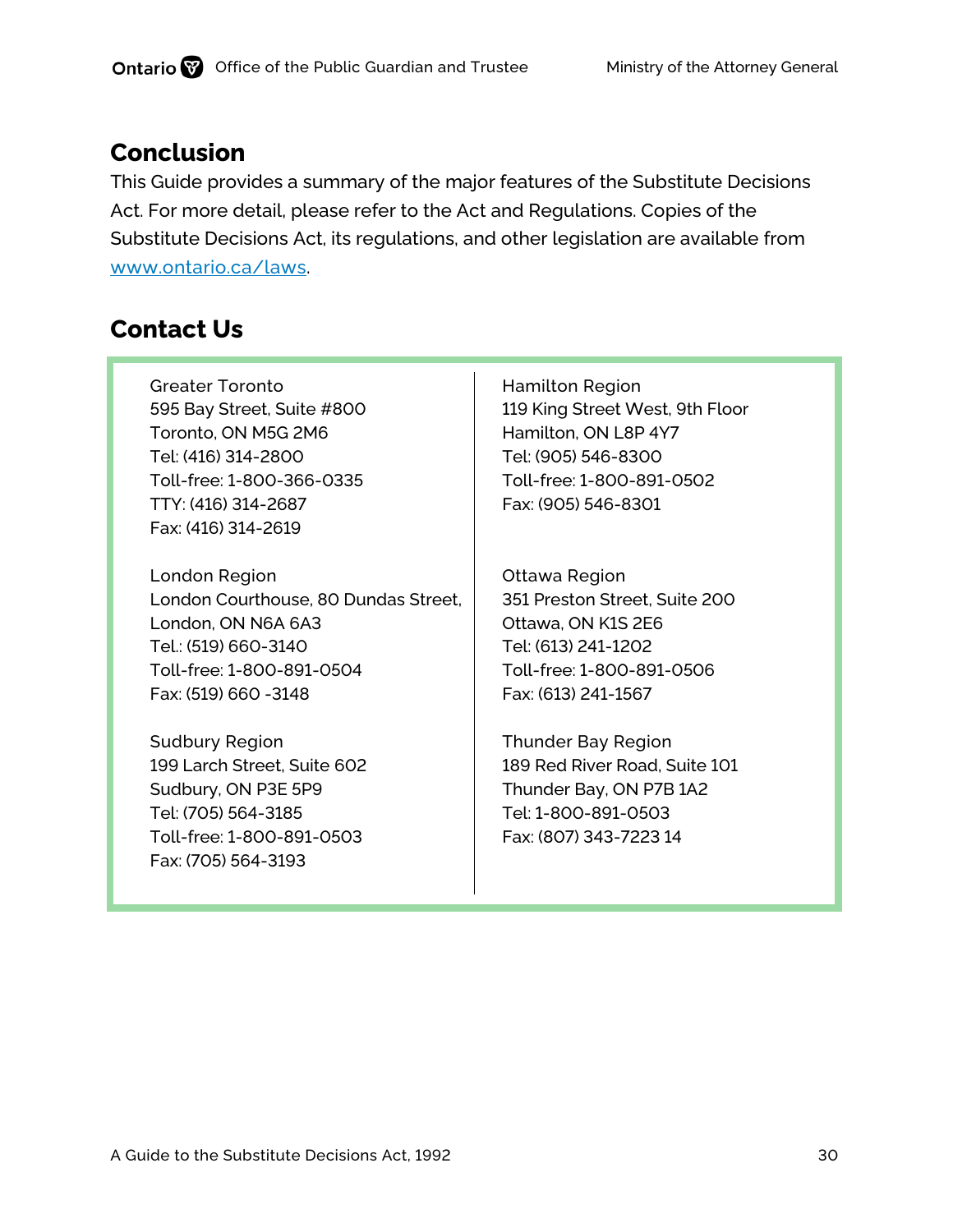## Conclusion

This Guide provides a summary of the major features of the Substitute Decisions Act. For more detail, please refer to the Act and Regulations. Copies of the Substitute Decisions Act, its regulations, and other legislation are available from www.ontario.ca/laws.

## Contact Us

Greater Toronto
595 Bay Street, Suite #800
Toronto, ON M5G 2M6
Tel: (416) 314-2800
Toll-free: 1-800-366-0335
TTY: (416) 314-2687
Fax: (416) 314-2619

London Region
London Courthouse, 80 Dundas Street,
London, ON N6A 6A3
Tel.: (519) 660-3140
Toll-free: 1-800-891-0504
Fax: (519) 660 -3148

Sudbury Region
199 Larch Street, Suite 602
Sudbury, ON P3E 5P9
Tel: (705) 564-3185
Toll-free: 1-800-891-0503
Fax: (705) 564-3193

Hamilton Region
119 King Street West, 9th Floor
Hamilton, ON L8P 4Y7
Tel: (905) 546-8300
Toll-free: 1-800-891-0502
Fax: (905) 546-8301

Ottawa Region
351 Preston Street, Suite 200
Ottawa, ON K1S 2E6
Tel: (613) 241-1202
Toll-free: 1-800-891-0506
Fax: (613) 241-1567

Thunder Bay Region
189 Red River Road, Suite 101
Thunder Bay, ON P7B 1A2
Tel: 1-800-891-0503
Fax: (807) 343-7223 14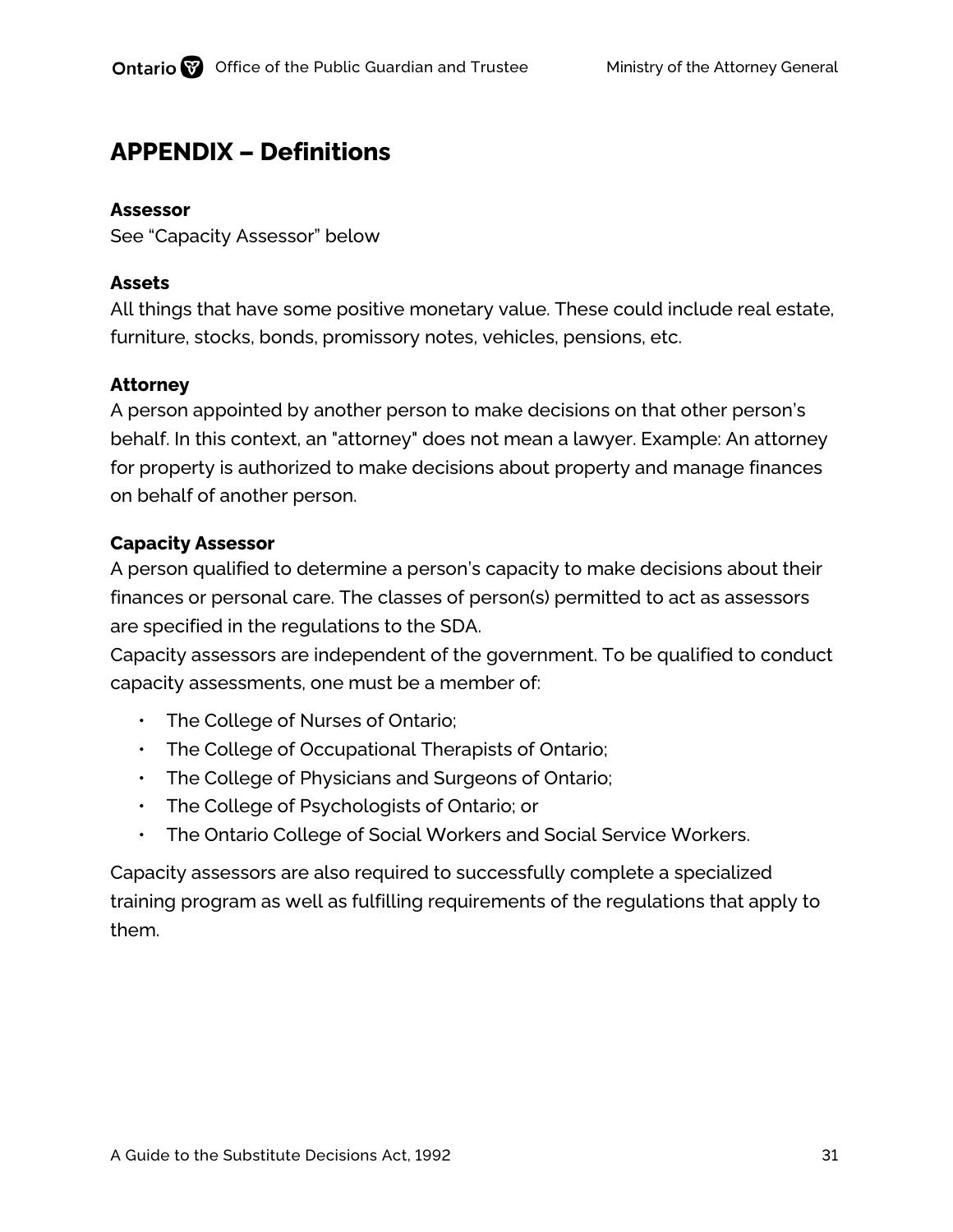## APPENDIX – Definitions

**Assessor**
See “Capacity Assessor” below

**Assets**
All things that have some positive monetary value. These could include real estate, furniture, stocks, bonds, promissory notes, vehicles, pensions, etc.

**Attorney**
A person appointed by another person to make decisions on that other person’s behalf. In this context, an "attorney" does not mean a lawyer. Example: An attorney for property is authorized to make decisions about property and manage finances on behalf of another person.

**Capacity Assessor**
A person qualified to determine a person’s capacity to make decisions about their finances or personal care. The classes of person(s) permitted to act as assessors are specified in the regulations to the SDA.
Capacity assessors are independent of the government. To be qualified to conduct capacity assessments, one must be a member of:

- The College of Nurses of Ontario;
- The College of Occupational Therapists of Ontario;
- The College of Physicians and Surgeons of Ontario;
- The College of Psychologists of Ontario; or
- The Ontario College of Social Workers and Social Service Workers.

Capacity assessors are also required to successfully complete a specialized training program as well as fulfilling requirements of the regulations that apply to them.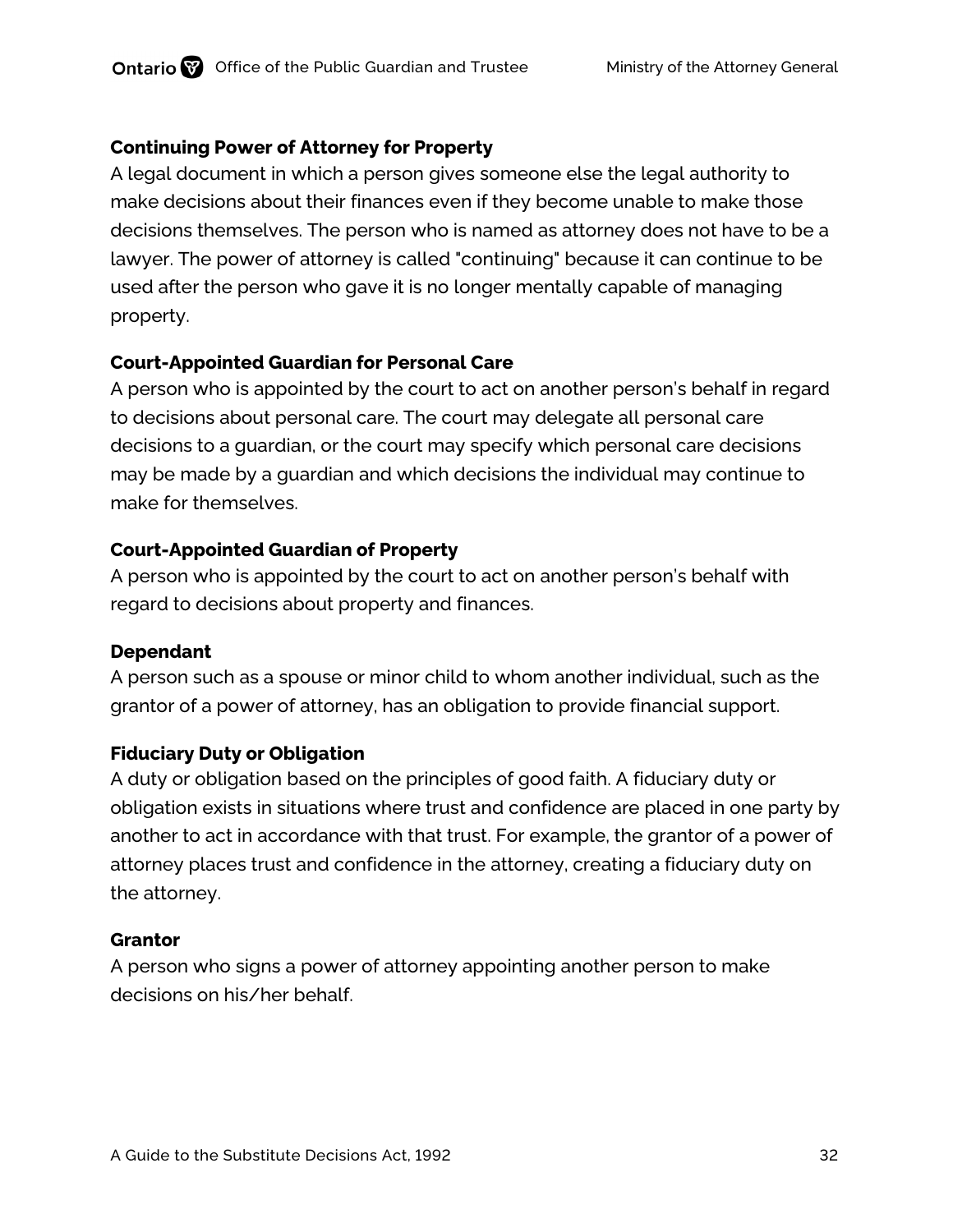### Continuing Power of Attorney for Property

A legal document in which a person gives someone else the legal authority to make decisions about their finances even if they become unable to make those decisions themselves. The person who is named as attorney does not have to be a lawyer. The power of attorney is called "continuing" because it can continue to be used after the person who gave it is no longer mentally capable of managing property.

### Court-Appointed Guardian for Personal Care

A person who is appointed by the court to act on another person's behalf in regard to decisions about personal care. The court may delegate all personal care decisions to a guardian, or the court may specify which personal care decisions may be made by a guardian and which decisions the individual may continue to make for themselves.

### Court-Appointed Guardian of Property

A person who is appointed by the court to act on another person's behalf with regard to decisions about property and finances.

### Dependant

A person such as a spouse or minor child to whom another individual, such as the grantor of a power of attorney, has an obligation to provide financial support.

### Fiduciary Duty or Obligation

A duty or obligation based on the principles of good faith. A fiduciary duty or obligation exists in situations where trust and confidence are placed in one party by another to act in accordance with that trust. For example, the grantor of a power of attorney places trust and confidence in the attorney, creating a fiduciary duty on the attorney.

### Grantor

A person who signs a power of attorney appointing another person to make decisions on his/her behalf.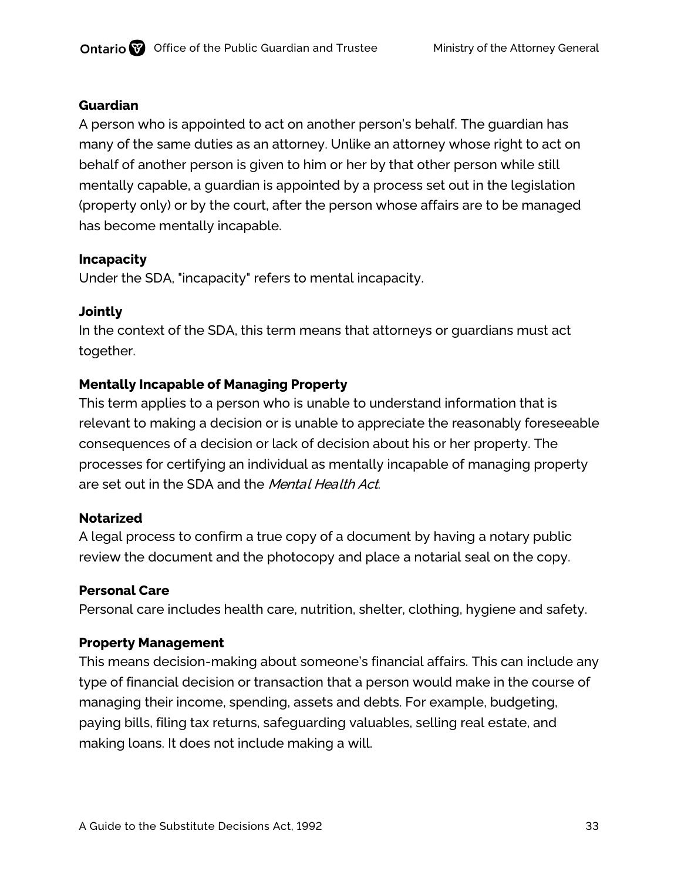**Guardian**

A person who is appointed to act on another person's behalf. The guardian has many of the same duties as an attorney. Unlike an attorney whose right to act on behalf of another person is given to him or her by that other person while still mentally capable, a guardian is appointed by a process set out in the legislation (property only) or by the court, after the person whose affairs are to be managed has become mentally incapable.

**Incapacity**

Under the SDA, "incapacity" refers to mental incapacity.

**Jointly**

In the context of the SDA, this term means that attorneys or guardians must act together.

**Mentally Incapable of Managing Property**

This term applies to a person who is unable to understand information that is relevant to making a decision or is unable to appreciate the reasonably foreseeable consequences of a decision or lack of decision about his or her property. The processes for certifying an individual as mentally incapable of managing property are set out in the SDA and the *Mental Health Act*.

**Notarized**

A legal process to confirm a true copy of a document by having a notary public review the document and the photocopy and place a notarial seal on the copy.

**Personal Care**

Personal care includes health care, nutrition, shelter, clothing, hygiene and safety.

**Property Management**

This means decision-making about someone's financial affairs. This can include any type of financial decision or transaction that a person would make in the course of managing their income, spending, assets and debts. For example, budgeting, paying bills, filing tax returns, safeguarding valuables, selling real estate, and making loans. It does not include making a will.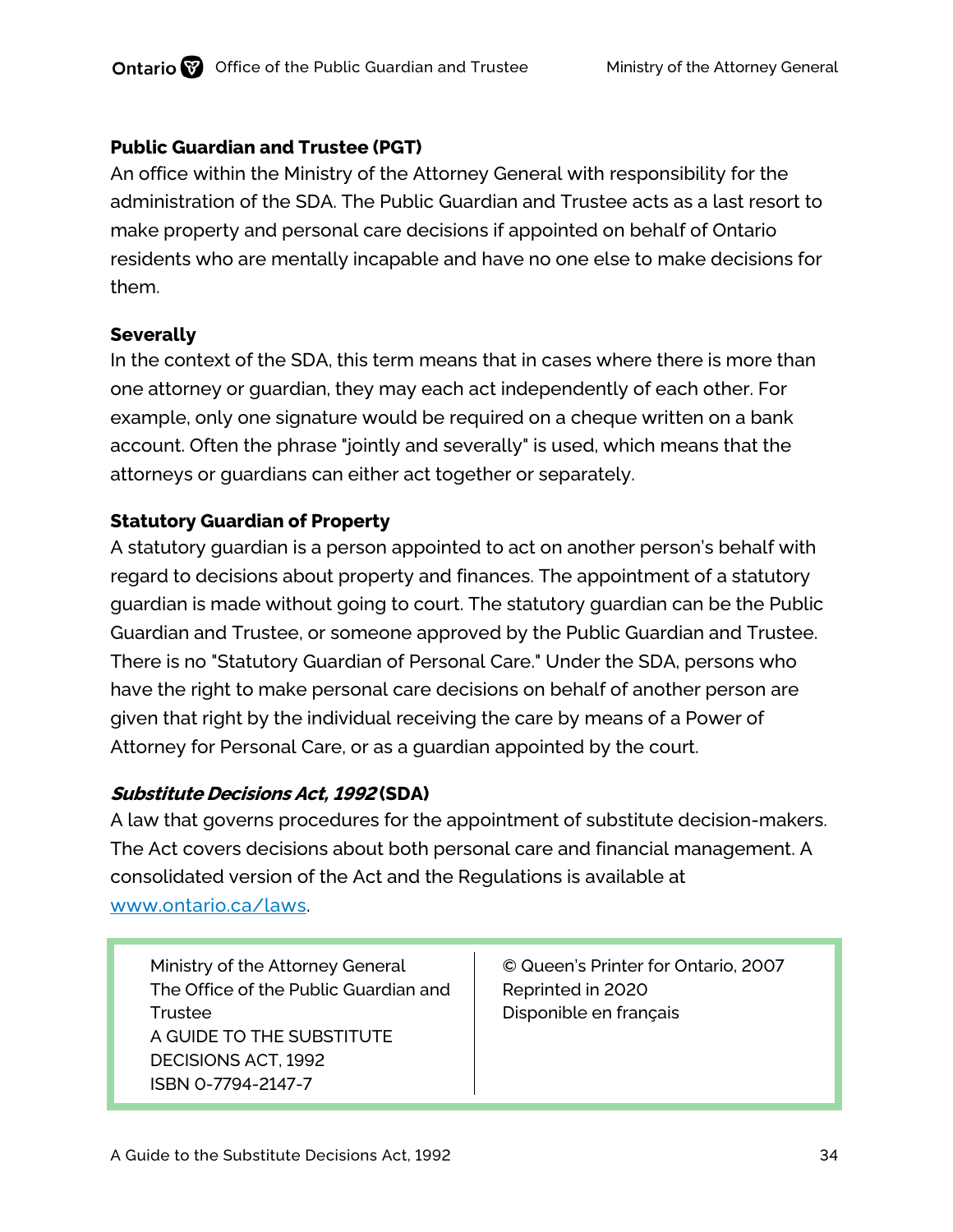**Public Guardian and Trustee (PGT)**
An office within the Ministry of the Attorney General with responsibility for the administration of the SDA. The Public Guardian and Trustee acts as a last resort to make property and personal care decisions if appointed on behalf of Ontario residents who are mentally incapable and have no one else to make decisions for them.

**Severally**
In the context of the SDA, this term means that in cases where there is more than one attorney or guardian, they may each act independently of each other. For example, only one signature would be required on a cheque written on a bank account. Often the phrase "jointly and severally" is used, which means that the attorneys or guardians can either act together or separately.

**Statutory Guardian of Property**
A statutory guardian is a person appointed to act on another person's behalf with regard to decisions about property and finances. The appointment of a statutory guardian is made without going to court. The statutory guardian can be the Public Guardian and Trustee, or someone approved by the Public Guardian and Trustee. There is no "Statutory Guardian of Personal Care." Under the SDA, persons who have the right to make personal care decisions on behalf of another person are given that right by the individual receiving the care by means of a Power of Attorney for Personal Care, or as a guardian appointed by the court.

***Substitute Decisions Act, 1992* (SDA)**
A law that governs procedures for the appointment of substitute decision-makers. The Act covers decisions about both personal care and financial management. A consolidated version of the Act and the Regulations is available at [www.ontario.ca/laws](www.ontario.ca/laws).

| | |
|---|---|
| Ministry of the Attorney General<br>The Office of the Public Guardian and Trustee<br>A GUIDE TO THE SUBSTITUTE DECISIONS ACT, 1992<br>ISBN 0-7794-2147-7 | © Queen's Printer for Ontario, 2007<br>Reprinted in 2020<br>Disponible en français |